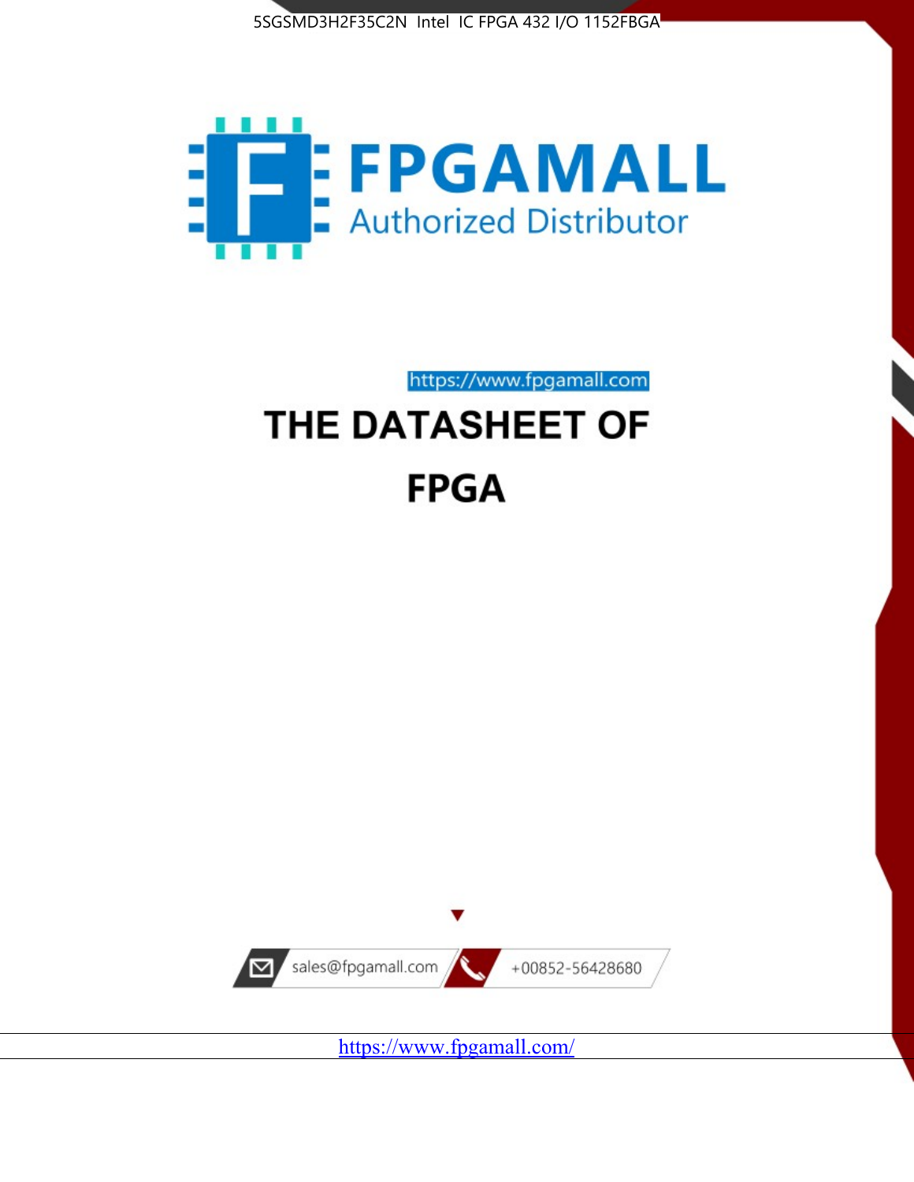5SGSMD3H2F35C2N Intel IC FPGA 432 I/O 1152FBGA

FPGAMALL

Authorized Distributor

https://www.fpgamall.com

# THE DATASHEET OF

# FPGA

sales@fpgamall.com

+00852-56428680

https://www.fpgamall.com/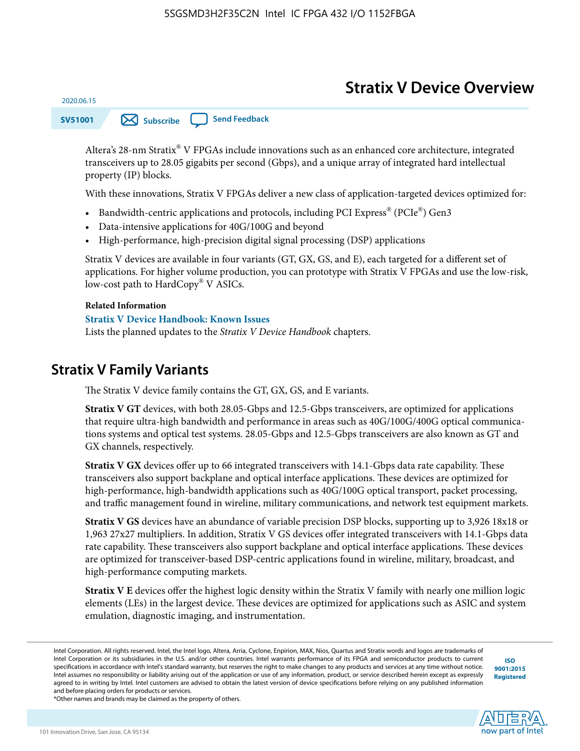# Stratix V Device Overview

2020.06.15

SV51001

Altera's 28-nm Stratix® V FPGAs include innovations such as an enhanced core architecture, integrated transceivers up to 28.05 gigabits per second (Gbps), and a unique array of integrated hard intellectual property (IP) blocks.

With these innovations, Stratix V FPGAs deliver a new class of application-targeted devices optimized for:

- Bandwidth-centric applications and protocols, including PCI Express® (PCIe®) Gen3
- Data-intensive applications for 40G/100G and beyond
- High-performance, high-precision digital signal processing (DSP) applications

Stratix V devices are available in four variants (GT, GX, GS, and E), each targeted for a different set of applications. For higher volume production, you can prototype with Stratix V FPGAs and use the low-risk, low-cost path to HardCopy® V ASICs.

**Related Information**

**Stratix V Device Handbook: Known Issues**
Lists the planned updates to the *Stratix V Device Handbook* chapters.

## Stratix V Family Variants

The Stratix V device family contains the GT, GX, GS, and E variants.

**Stratix V GT** devices, with both 28.05-Gbps and 12.5-Gbps transceivers, are optimized for applications that require ultra-high bandwidth and performance in areas such as 40G/100G/400G optical communications systems and optical test systems. 28.05-Gbps and 12.5-Gbps transceivers are also known as GT and GX channels, respectively.

**Stratix V GX** devices offer up to 66 integrated transceivers with 14.1-Gbps data rate capability. These transceivers also support backplane and optical interface applications. These devices are optimized for high-performance, high-bandwidth applications such as 40G/100G optical transport, packet processing, and traffic management found in wireline, military communications, and network test equipment markets.

**Stratix V GS** devices have an abundance of variable precision DSP blocks, supporting up to 3,926 18x18 or 1,963 27x27 multipliers. In addition, Stratix V GS devices offer integrated transceivers with 14.1-Gbps data rate capability. These transceivers also support backplane and optical interface applications. These devices are optimized for transceiver-based DSP-centric applications found in wireline, military, broadcast, and high-performance computing markets.

**Stratix V E** devices offer the highest logic density within the Stratix V family with nearly one million logic elements (LEs) in the largest device. These devices are optimized for applications such as ASIC and system emulation, diagnostic imaging, and instrumentation.

Intel Corporation. All rights reserved. Intel, the Intel logo, Altera, Arria, Cyclone, Enpirion, MAX, Nios, Quartus and Stratix words and logos are trademarks of Intel Corporation or its subsidiaries in the U.S. and/or other countries. Intel warrants performance of its FPGA and semiconductor products to current specifications in accordance with Intel's standard warranty, but reserves the right to make changes to any products and services at any time without notice. Intel assumes no responsibility or liability arising out of the application or use of any information, product, or service described herein except as expressly agreed to in writing by Intel. Intel customers are advised to obtain the latest version of device specifications before relying on any published information and before placing orders for products or services.
*Other names and brands may be claimed as the property of others.

ISO 9001:2015 Registered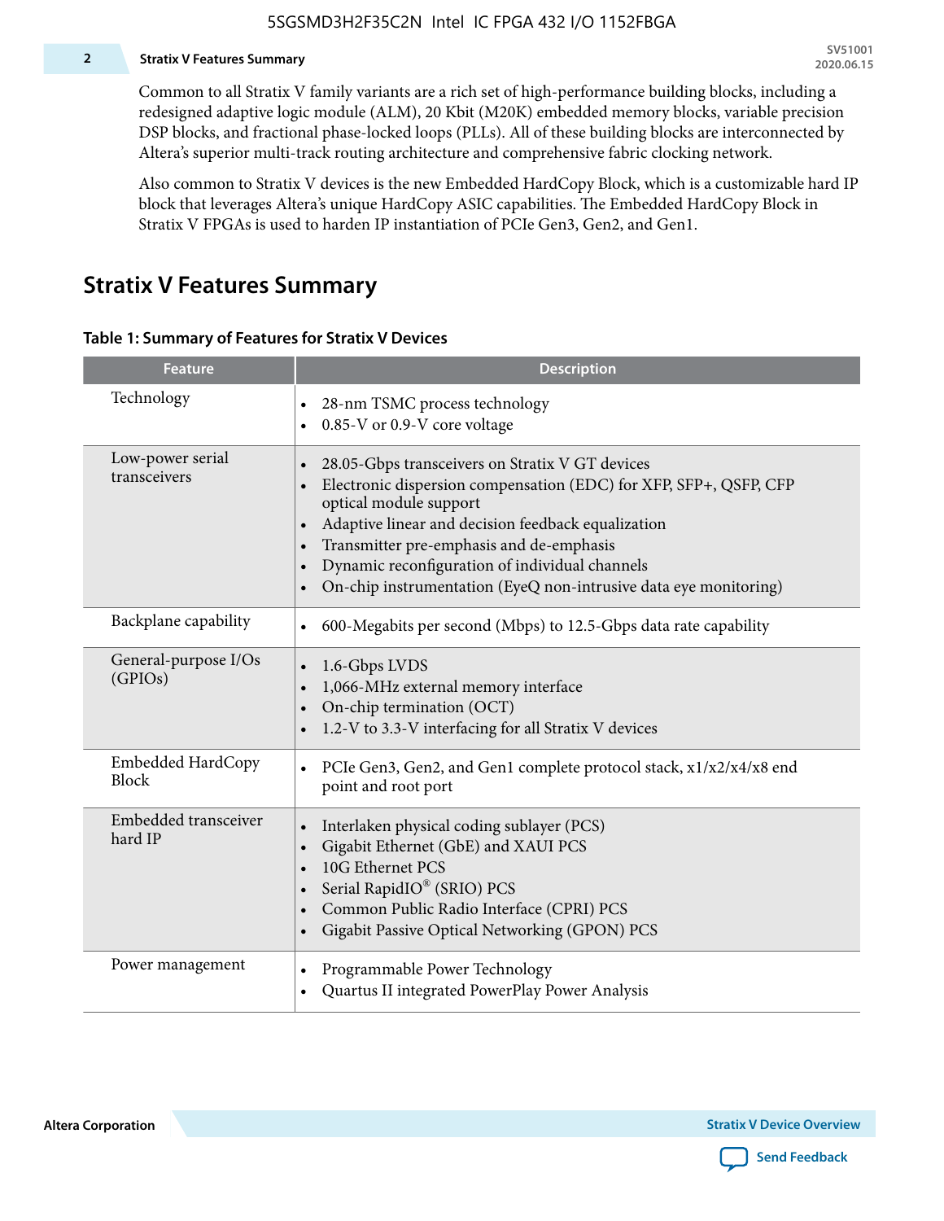Common to all Stratix V family variants are a rich set of high-performance building blocks, including a redesigned adaptive logic module (ALM), 20 Kbit (M20K) embedded memory blocks, variable precision DSP blocks, and fractional phase-locked loops (PLLs). All of these building blocks are interconnected by Altera's superior multi-track routing architecture and comprehensive fabric clocking network.

Also common to Stratix V devices is the new Embedded HardCopy Block, which is a customizable hard IP block that leverages Altera's unique HardCopy ASIC capabilities. The Embedded HardCopy Block in Stratix V FPGAs is used to harden IP instantiation of PCIe Gen3, Gen2, and Gen1.

## Stratix V Features Summary

**Table 1: Summary of Features for Stratix V Devices**

| Feature | Description |
|---|---|
| Technology | • 28-nm TSMC process technology<br>• 0.85-V or 0.9-V core voltage |
| Low-power serial transceivers | • 28.05-Gbps transceivers on Stratix V GT devices<br>• Electronic dispersion compensation (EDC) for XFP, SFP+, QSFP, CFP optical module support<br>• Adaptive linear and decision feedback equalization<br>• Transmitter pre-emphasis and de-emphasis<br>• Dynamic reconfiguration of individual channels<br>• On-chip instrumentation (EyeQ non-intrusive data eye monitoring) |
| Backplane capability | • 600-Megabits per second (Mbps) to 12.5-Gbps data rate capability |
| General-purpose I/Os (GPIOs) | • 1.6-Gbps LVDS<br>• 1,066-MHz external memory interface<br>• On-chip termination (OCT)<br>• 1.2-V to 3.3-V interfacing for all Stratix V devices |
| Embedded HardCopy Block | • PCIe Gen3, Gen2, and Gen1 complete protocol stack, x1/x2/x4/x8 end point and root port |
| Embedded transceiver hard IP | • Interlaken physical coding sublayer (PCS)<br>• Gigabit Ethernet (GbE) and XAUI PCS<br>• 10G Ethernet PCS<br>• Serial RapidIO® (SRIO) PCS<br>• Common Public Radio Interface (CPRI) PCS<br>• Gigabit Passive Optical Networking (GPON) PCS |
| Power management | • Programmable Power Technology<br>• Quartus II integrated PowerPlay Power Analysis |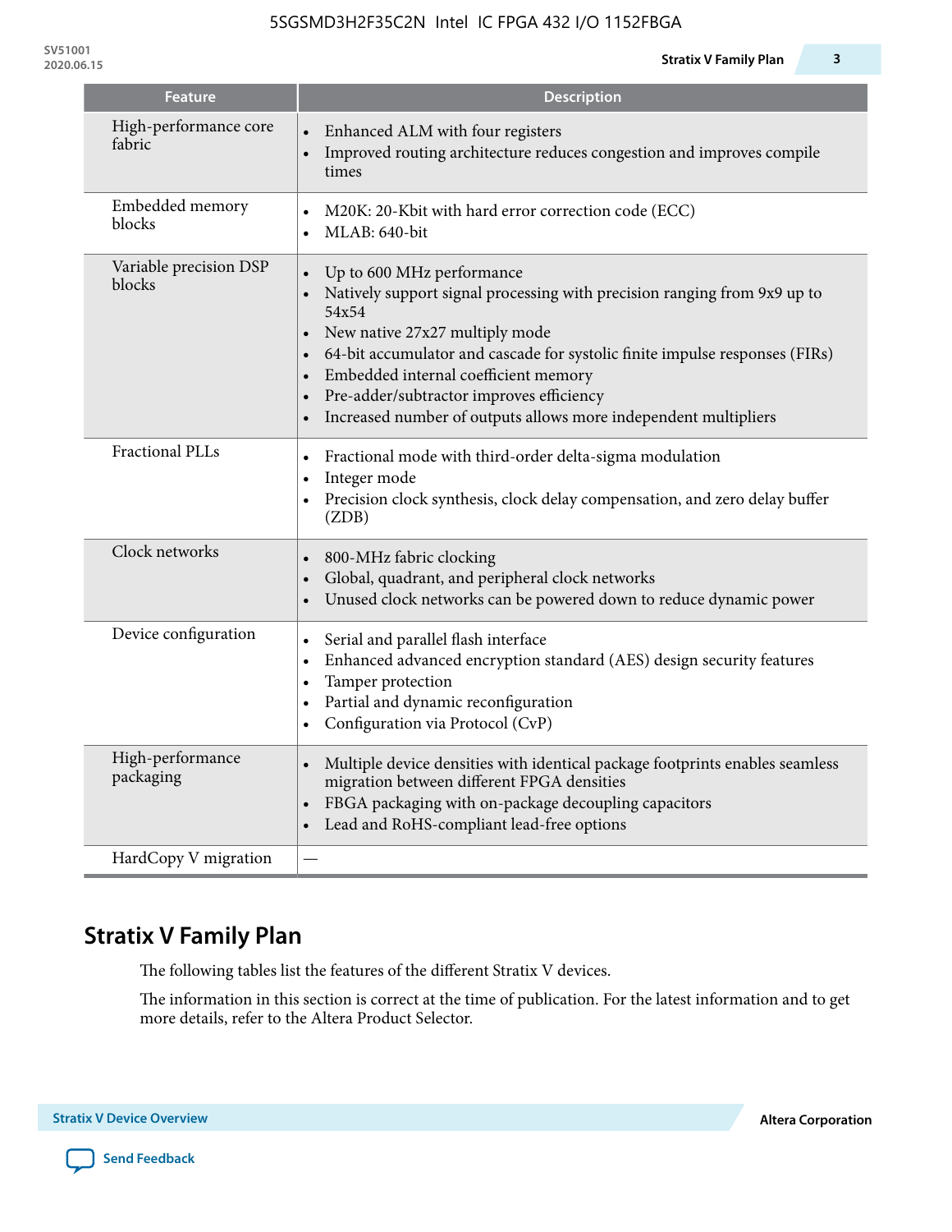| Feature | Description |
|---|---|
| High-performance core fabric | • Enhanced ALM with four registers<br>• Improved routing architecture reduces congestion and improves compile times |
| Embedded memory blocks | • M20K: 20-Kbit with hard error correction code (ECC)<br>• MLAB: 640-bit |
| Variable precision DSP blocks | • Up to 600 MHz performance<br>• Natively support signal processing with precision ranging from 9x9 up to 54x54<br>• New native 27x27 multiply mode<br>• 64-bit accumulator and cascade for systolic finite impulse responses (FIRs)<br>• Embedded internal coefficient memory<br>• Pre-adder/subtractor improves efficiency<br>• Increased number of outputs allows more independent multipliers |
| Fractional PLLs | • Fractional mode with third-order delta-sigma modulation<br>• Integer mode<br>• Precision clock synthesis, clock delay compensation, and zero delay buffer (ZDB) |
| Clock networks | • 800-MHz fabric clocking<br>• Global, quadrant, and peripheral clock networks<br>• Unused clock networks can be powered down to reduce dynamic power |
| Device configuration | • Serial and parallel flash interface<br>• Enhanced advanced encryption standard (AES) design security features<br>• Tamper protection<br>• Partial and dynamic reconfiguration<br>• Configuration via Protocol (CvP) |
| High-performance packaging | • Multiple device densities with identical package footprints enables seamless migration between different FPGA densities<br>• FBGA packaging with on-package decoupling capacitors<br>• Lead and RoHS-compliant lead-free options |
| HardCopy V migration | — |

## Stratix V Family Plan

The following tables list the features of the different Stratix V devices.

The information in this section is correct at the time of publication. For the latest information and to get more details, refer to the Altera Product Selector.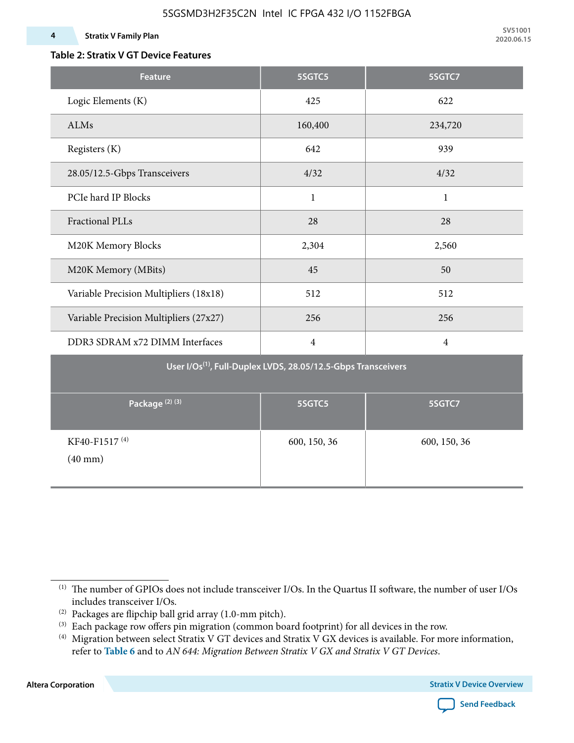**Table 2: Stratix V GT Device Features**

| Feature | 5SGTC5 | 5SGTC7 |
|---|---|---|
| Logic Elements (K) | 425 | 622 |
| ALMs | 160,400 | 234,720 |
| Registers (K) | 642 | 939 |
| 28.05/12.5-Gbps Transceivers | 4/32 | 4/32 |
| PCIe hard IP Blocks | 1 | 1 |
| Fractional PLLs | 28 | 28 |
| M20K Memory Blocks | 2,304 | 2,560 |
| M20K Memory (MBits) | 45 | 50 |
| Variable Precision Multipliers (18x18) | 512 | 512 |
| Variable Precision Multipliers (27x27) | 256 | 256 |
| DDR3 SDRAM x72 DIMM Interfaces | 4 | 4 |
| **User I/Os[1], Full-Duplex LVDS, 28.05/12.5-Gbps Transceivers** | | |
| **Package [2] [3]** | **5SGTC5** | **5SGTC7** |
| KF40-F1517 [4] (40 mm) | 600, 150, 36 | 600, 150, 36 |

(1) The number of GPIOs does not include transceiver I/Os. In the Quartus II software, the number of user I/Os includes transceiver I/Os.

(2) Packages are flipchip ball grid array (1.0-mm pitch).

(3) Each package row offers pin migration (common board footprint) for all devices in the row.

(4) Migration between select Stratix V GT devices and Stratix V GX devices is available. For more information, refer to **Table 6** and to *AN 644: Migration Between Stratix V GX and Stratix V GT Devices*.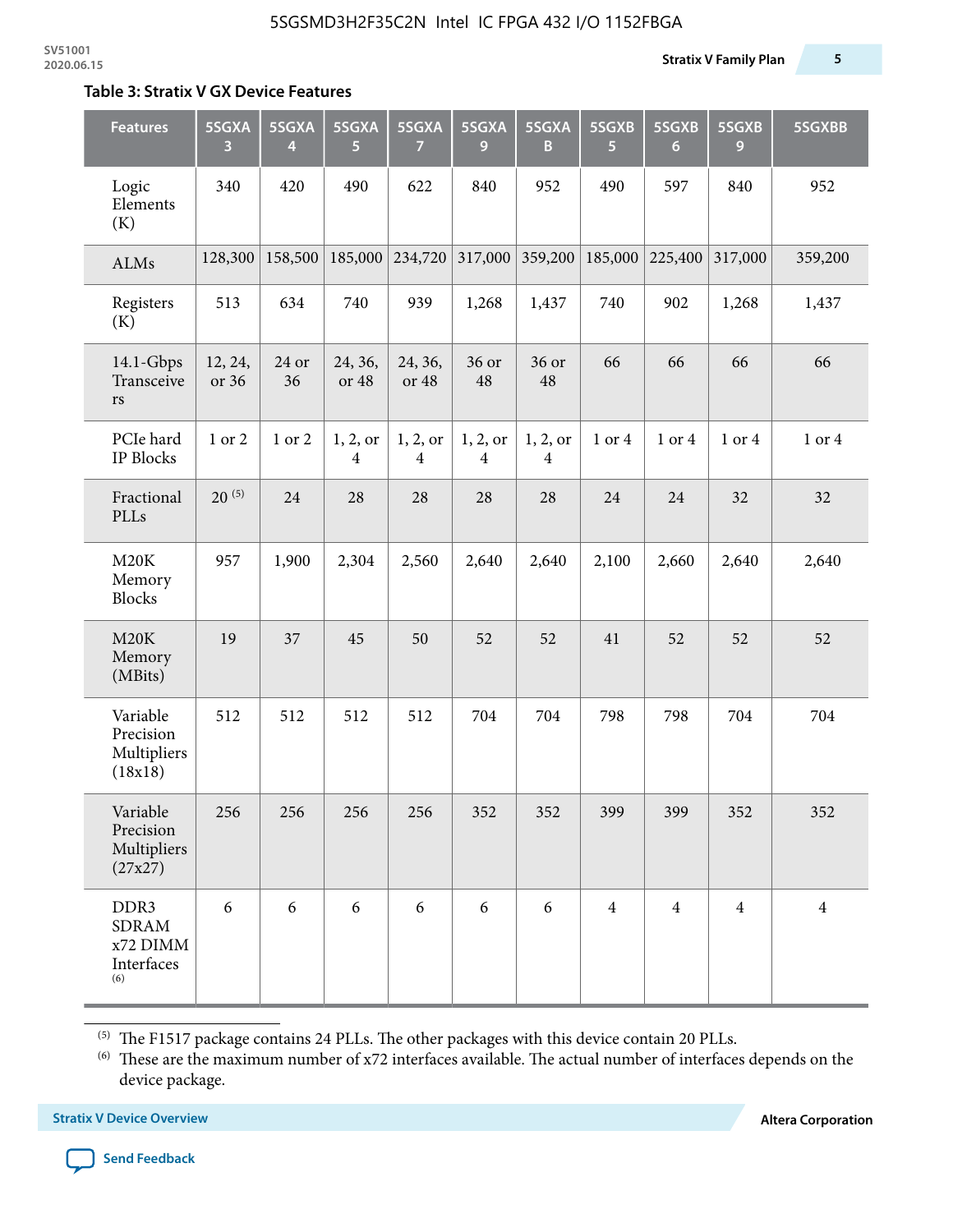### Table 3: Stratix V GX Device Features

| Features | 5SGXA 3 | 5SGXA 4 | 5SGXA 5 | 5SGXA 7 | 5SGXA 9 | 5SGXA B | 5SGXB 5 | 5SGXB 6 | 5SGXB 9 | 5SGXBB |
|---|---|---|---|---|---|---|---|---|---|---|
| Logic Elements (K) | 340 | 420 | 490 | 622 | 840 | 952 | 490 | 597 | 840 | 952 |
| ALMs | 128,300 | 158,500 | 185,000 | 234,720 | 317,000 | 359,200 | 185,000 | 225,400 | 317,000 | 359,200 |
| Registers (K) | 513 | 634 | 740 | 939 | 1,268 | 1,437 | 740 | 902 | 1,268 | 1,437 |
| 14.1-Gbps Transceivers | 12, 24, or 36 | 24 or 36 | 24, 36, or 48 | 24, 36, or 48 | 36 or 48 | 36 or 48 | 66 | 66 | 66 | 66 |
| PCIe hard IP Blocks | 1 or 2 | 1 or 2 | 1, 2, or 4 | 1, 2, or 4 | 1, 2, or 4 | 1, 2, or 4 | 1 or 4 | 1 or 4 | 1 or 4 | 1 or 4 |
| Fractional PLLs | 20 [5] | 24 | 28 | 28 | 28 | 28 | 24 | 24 | 32 | 32 |
| M20K Memory Blocks | 957 | 1,900 | 2,304 | 2,560 | 2,640 | 2,640 | 2,100 | 2,660 | 2,640 | 2,640 |
| M20K Memory (MBits) | 19 | 37 | 45 | 50 | 52 | 52 | 41 | 52 | 52 | 52 |
| Variable Precision Multipliers (18x18) | 512 | 512 | 512 | 512 | 704 | 704 | 798 | 798 | 704 | 704 |
| Variable Precision Multipliers (27x27) | 256 | 256 | 256 | 256 | 352 | 352 | 399 | 399 | 352 | 352 |
| DDR3 SDRAM x72 DIMM Interfaces [6] | 6 | 6 | 6 | 6 | 6 | 6 | 4 | 4 | 4 | 4 |

[5] The F1517 package contains 24 PLLs. The other packages with this device contain 20 PLLs.

[6] These are the maximum number of x72 interfaces available. The actual number of interfaces depends on the device package.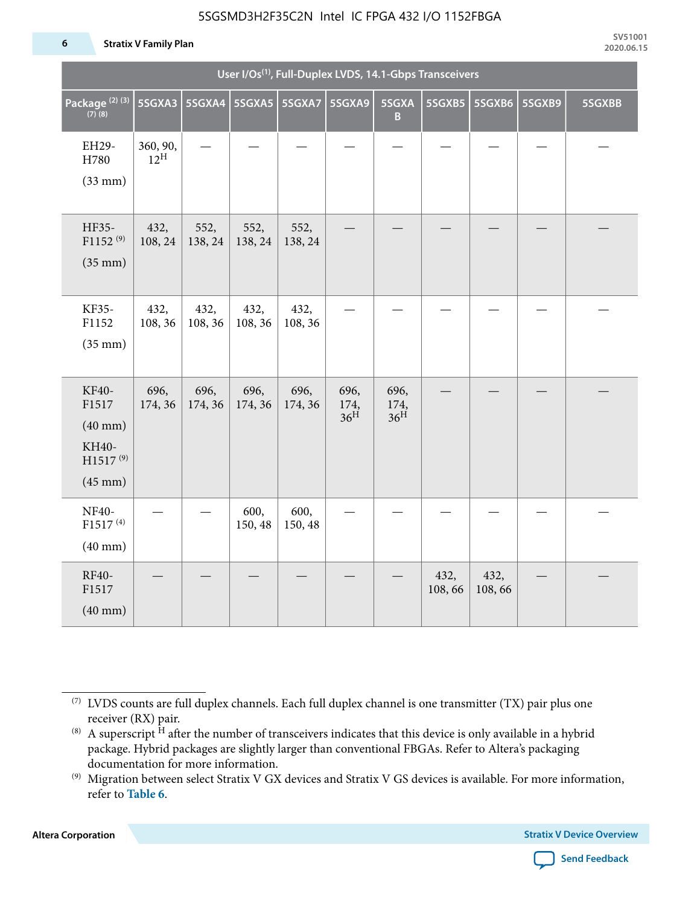| User I/Os(1), Full-Duplex LVDS, 14.1-Gbps Transceivers | | | | | | | | | | |
|---|---|---|---|---|---|---|---|---|---|---|
| Package (2) (3) (7) (8) | 5SGXA3 | 5SGXA4 | 5SGXA5 | 5SGXA7 | 5SGXA9 | 5SGXAB | 5SGXB5 | 5SGXB6 | 5SGXB9 | 5SGXBB |
| EH29-H780 (33 mm) | 360, 90, 12H | — | — | — | — | — | — | — | — | — |
| HF35-F1152 (9) (35 mm) | 432, 108, 24 | 552, 138, 24 | 552, 138, 24 | 552, 138, 24 | — | — | — | — | — | — |
| KF35-F1152 (35 mm) | 432, 108, 36 | 432, 108, 36 | 432, 108, 36 | 432, 108, 36 | — | — | — | — | — | — |
| KF40-F1517 (40 mm) KH40-H1517 (9) (45 mm) | 696, 174, 36 | 696, 174, 36 | 696, 174, 36 | 696, 174, 36 | 696, 174, 36H | 696, 174, 36H | — | — | — | — |
| NF40-F1517 (4) (40 mm) | — | — | 600, 150, 48 | 600, 150, 48 | — | — | — | — | — | — |
| RF40-F1517 (40 mm) | — | — | — | — | — | — | 432, 108, 66 | 432, 108, 66 | — | — |

(7) LVDS counts are full duplex channels. Each full duplex channel is one transmitter (TX) pair plus one receiver (RX) pair.

(8) A superscript H after the number of transceivers indicates that this device is only available in a hybrid package. Hybrid packages are slightly larger than conventional FBGAs. Refer to Altera's packaging documentation for more information.

(9) Migration between select Stratix V GX devices and Stratix V GS devices is available. For more information, refer to **Table 6**.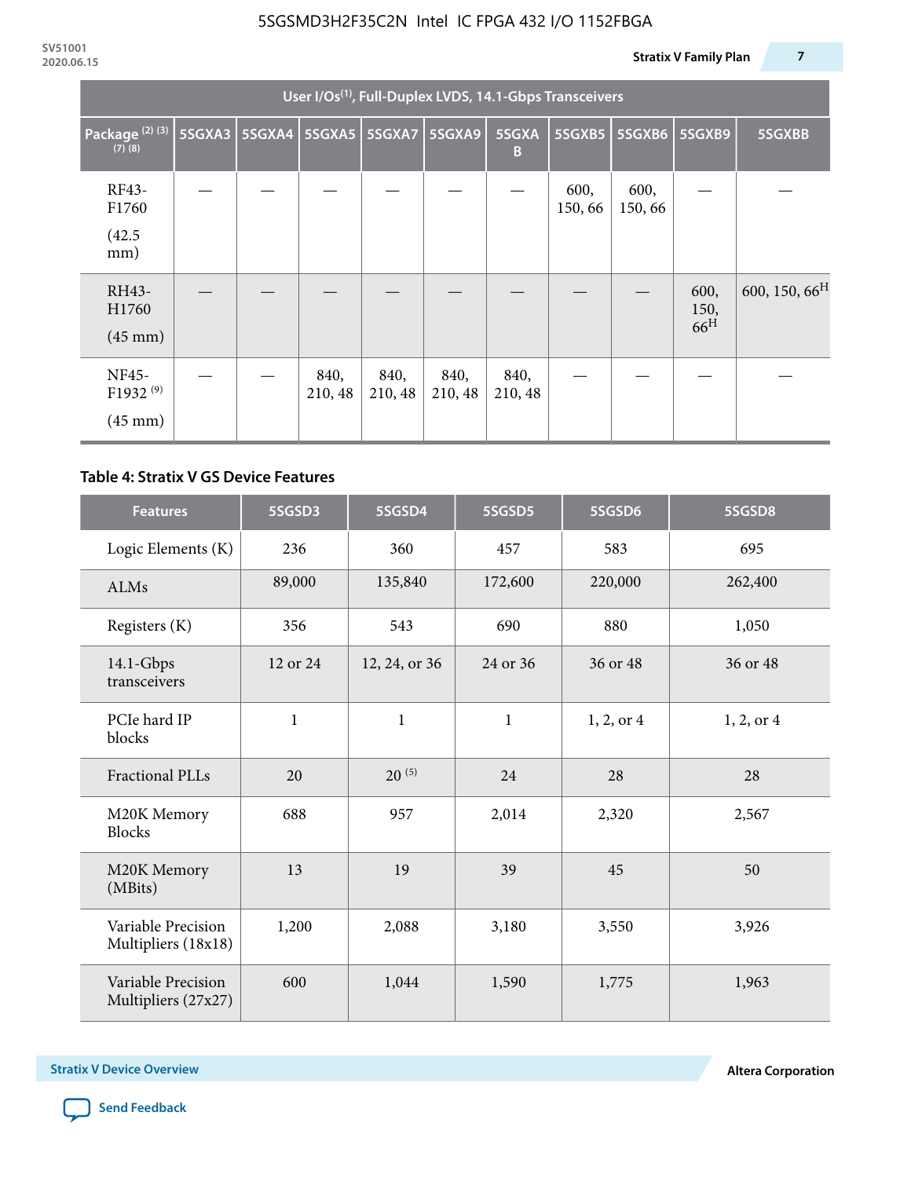| User I/Os(1), Full-Duplex LVDS, 14.1-Gbps Transceivers | | | | | | | | | | |
|---|---|---|---|---|---|---|---|---|---|---|
| Package (2) (3) (7) (8) | 5SGXA3 | 5SGXA4 | 5SGXA5 | 5SGXA7 | 5SGXA9 | 5SGXAB | 5SGXB5 | 5SGXB6 | 5SGXB9 | 5SGXBB |
| RF43-F1760 (42.5 mm) | — | — | — | — | — | — | 600, 150, 66 | 600, 150, 66 | — | — |
| RH43-H1760 (45 mm) | — | — | — | — | — | — | — | — | 600, 150, 66H | 600, 150, 66H |
| NF45-F1932 (9) (45 mm) | — | — | 840, 210, 48 | 840, 210, 48 | 840, 210, 48 | 840, 210, 48 | — | — | — | — |

### Table 4: Stratix V GS Device Features

| Features | 5SGSD3 | 5SGSD4 | 5SGSD5 | 5SGSD6 | 5SGSD8 |
|---|---|---|---|---|---|
| Logic Elements (K) | 236 | 360 | 457 | 583 | 695 |
| ALMs | 89,000 | 135,840 | 172,600 | 220,000 | 262,400 |
| Registers (K) | 356 | 543 | 690 | 880 | 1,050 |
| 14.1-Gbps transceivers | 12 or 24 | 12, 24, or 36 | 24 or 36 | 36 or 48 | 36 or 48 |
| PCIe hard IP blocks | 1 | 1 | 1 | 1, 2, or 4 | 1, 2, or 4 |
| Fractional PLLs | 20 | 20 (5) | 24 | 28 | 28 |
| M20K Memory Blocks | 688 | 957 | 2,014 | 2,320 | 2,567 |
| M20K Memory (MBits) | 13 | 19 | 39 | 45 | 50 |
| Variable Precision Multipliers (18x18) | 1,200 | 2,088 | 3,180 | 3,550 | 3,926 |
| Variable Precision Multipliers (27x27) | 600 | 1,044 | 1,590 | 1,775 | 1,963 |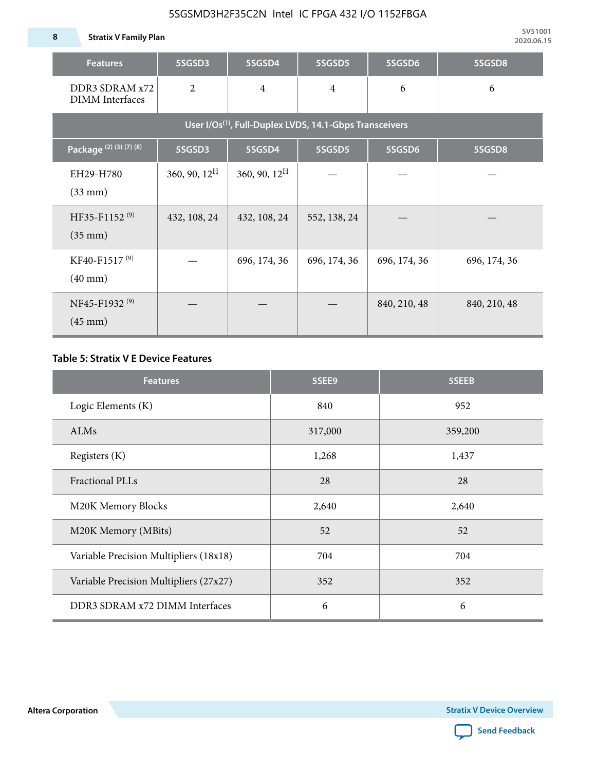| Features | 5SGSD3 | 5SGSD4 | 5SGSD5 | 5SGSD6 | 5SGSD8 |
|---|---|---|---|---|---|
| DDR3 SDRAM x72 DIMM Interfaces | 2 | 4 | 4 | 6 | 6 |
| User I/Os[(1)], Full-Duplex LVDS, 14.1-Gbps Transceivers | | | | | |
| Package [(2) (3) (7) (8)] | 5SGSD3 | 5SGSD4 | 5SGSD5 | 5SGSD6 | 5SGSD8 |
| EH29-H780 (33 mm) | 360, 90, 12[H] | 360, 90, 12[H] | — | — | — |
| HF35-F1152 [(9)] (35 mm) | 432, 108, 24 | 432, 108, 24 | 552, 138, 24 | — | — |
| KF40-F1517 [(9)] (40 mm) | — | 696, 174, 36 | 696, 174, 36 | 696, 174, 36 | 696, 174, 36 |
| NF45-F1932 [(9)] (45 mm) | — | — | — | 840, 210, 48 | 840, 210, 48 |

**Table 5: Stratix V E Device Features**

| Features | 5SEE9 | 5SEEB |
|---|---|---|
| Logic Elements (K) | 840 | 952 |
| ALMs | 317,000 | 359,200 |
| Registers (K) | 1,268 | 1,437 |
| Fractional PLLs | 28 | 28 |
| M20K Memory Blocks | 2,640 | 2,640 |
| M20K Memory (MBits) | 52 | 52 |
| Variable Precision Multipliers (18x18) | 704 | 704 |
| Variable Precision Multipliers (27x27) | 352 | 352 |
| DDR3 SDRAM x72 DIMM Interfaces | 6 | 6 |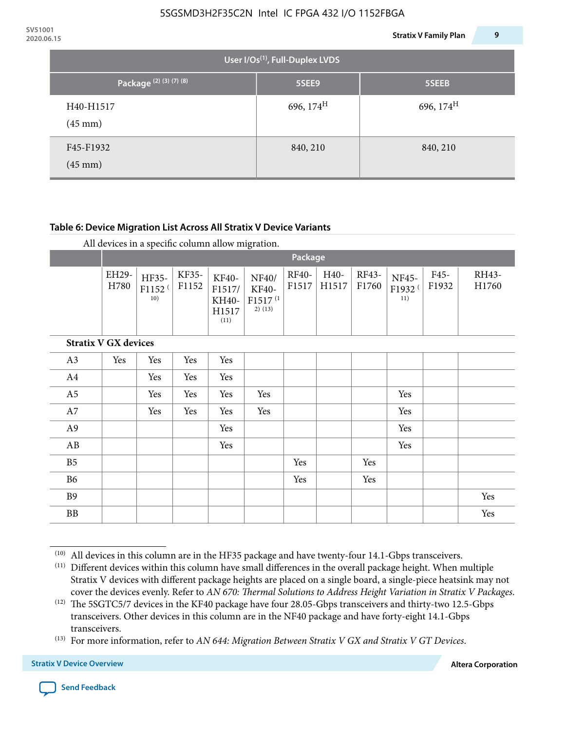| User I/Os(1), Full-Duplex LVDS | | |
|---|---|---|
| Package (2) (3) (7) (8) | 5SEE9 | 5SEEB |
| H40-H1517 (45 mm) | 696, 174H | 696, 174H |
| F45-F1932 (45 mm) | 840, 210 | 840, 210 |

### Table 6: Device Migration List Across All Stratix V Device Variants

All devices in a specific column allow migration.

| | Package | | | | | | | | | | |
|---|---|---|---|---|---|---|---|---|---|---|---|
| | EH29-H780 | HF35-F1152 (10) | KF35-F1152 | KF40-F1517/ KH40-H1517 (11) | NF40/ KF40-F1517 (12) (13) | RF40-F1517 | H40-H1517 | RF43-F1760 | NF45-F1932 (11) | F45-F1932 | RH43-H1760 |
| **Stratix V GX devices** | | | | | | | | | | | |
| A3 | Yes | Yes | Yes | Yes | | | | | | | |
| A4 | | Yes | Yes | Yes | | | | | | | |
| A5 | | Yes | Yes | Yes | Yes | | | | Yes | | |
| A7 | | Yes | Yes | Yes | Yes | | | | Yes | | |
| A9 | | | | Yes | | | | | Yes | | |
| AB | | | | Yes | | | | | Yes | | |
| B5 | | | | | | Yes | | Yes | | | |
| B6 | | | | | | Yes | | Yes | | | |
| B9 | | | | | | | | | | | Yes |
| BB | | | | | | | | | | | Yes |

(10) All devices in this column are in the HF35 package and have twenty-four 14.1-Gbps transceivers.

(11) Different devices within this column have small differences in the overall package height. When multiple Stratix V devices with different package heights are placed on a single board, a single-piece heatsink may not cover the devices evenly. Refer to *AN 670: Thermal Solutions to Address Height Variation in Stratix V Packages*.

(12) The 5SGTC5/7 devices in the KF40 package have four 28.05-Gbps transceivers and thirty-two 12.5-Gbps transceivers. Other devices in this column are in the NF40 package and have forty-eight 14.1-Gbps transceivers.

(13) For more information, refer to *AN 644: Migration Between Stratix V GX and Stratix V GT Devices*.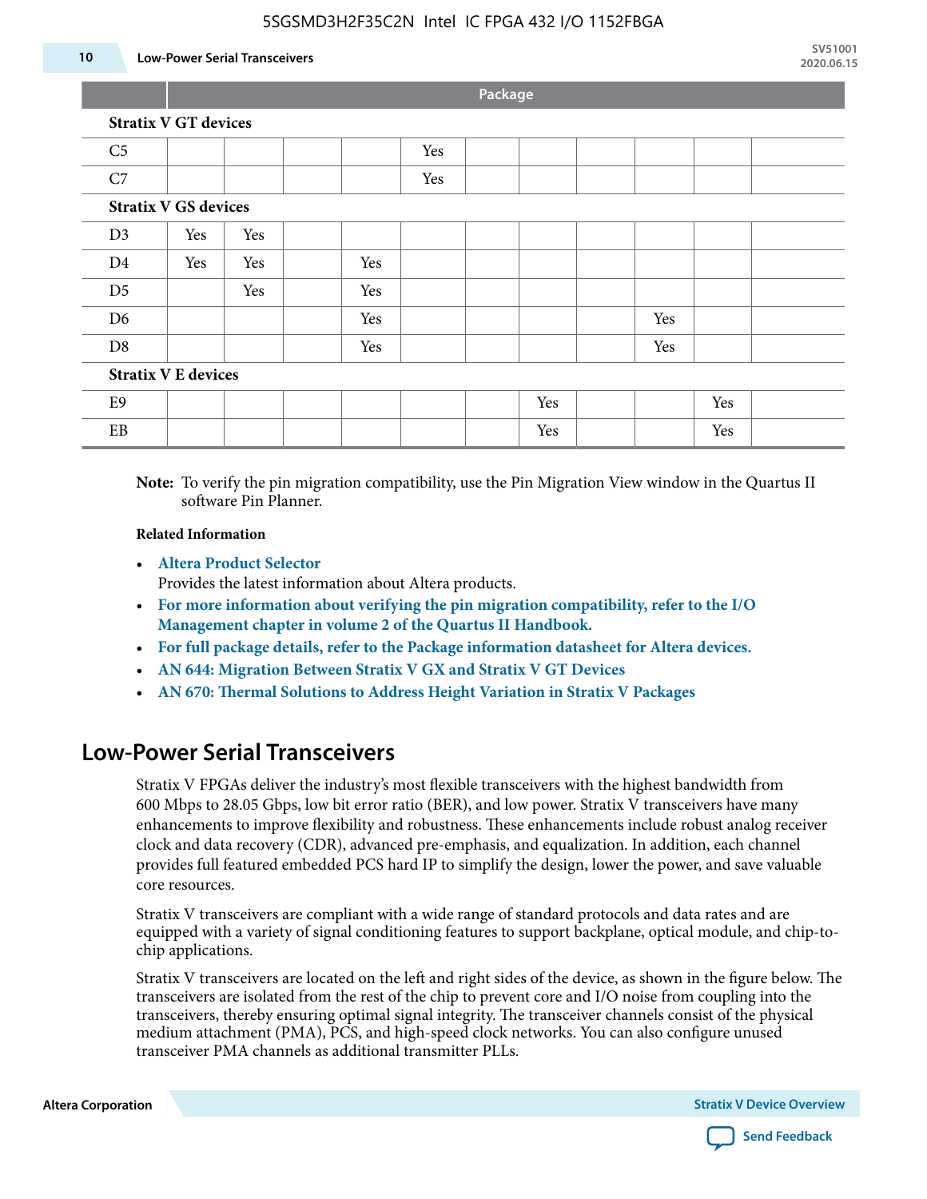| | Package | | | | | | | | | | |
|---|---|---|---|---|---|---|---|---|---|---|---|
| **Stratix V GT devices** | | | | | | | | | | | |
| C5 | | | | | Yes | | | | | | |
| C7 | | | | | Yes | | | | | | |
| **Stratix V GS devices** | | | | | | | | | | | |
| D3 | Yes | Yes | | | | | | | | | |
| D4 | Yes | Yes | | Yes | | | | | | | |
| D5 | | Yes | | Yes | | | | | | | |
| D6 | | | | Yes | | | | | Yes | | |
| D8 | | | | Yes | | | | | Yes | | |
| **Stratix V E devices** | | | | | | | | | | | |
| E9 | | | | | | | Yes | | | Yes | |
| EB | | | | | | | Yes | | | Yes | |

**Note:** To verify the pin migration compatibility, use the Pin Migration View window in the Quartus II software Pin Planner.

**Related Information**

- **Altera Product Selector**
  Provides the latest information about Altera products.
- **For more information about verifying the pin migration compatibility, refer to the I/O Management chapter in volume 2 of the Quartus II Handbook.**
- **For full package details, refer to the Package information datasheet for Altera devices.**
- **AN 644: Migration Between Stratix V GX and Stratix V GT Devices**
- **AN 670: Thermal Solutions to Address Height Variation in Stratix V Packages**

## Low-Power Serial Transceivers

Stratix V FPGAs deliver the industry's most flexible transceivers with the highest bandwidth from 600 Mbps to 28.05 Gbps, low bit error ratio (BER), and low power. Stratix V transceivers have many enhancements to improve flexibility and robustness. These enhancements include robust analog receiver clock and data recovery (CDR), advanced pre-emphasis, and equalization. In addition, each channel provides full featured embedded PCS hard IP to simplify the design, lower the power, and save valuable core resources.

Stratix V transceivers are compliant with a wide range of standard protocols and data rates and are equipped with a variety of signal conditioning features to support backplane, optical module, and chip-to-chip applications.

Stratix V transceivers are located on the left and right sides of the device, as shown in the figure below. The transceivers are isolated from the rest of the chip to prevent core and I/O noise from coupling into the transceivers, thereby ensuring optimal signal integrity. The transceiver channels consist of the physical medium attachment (PMA), PCS, and high-speed clock networks. You can also configure unused transceiver PMA channels as additional transmitter PLLs.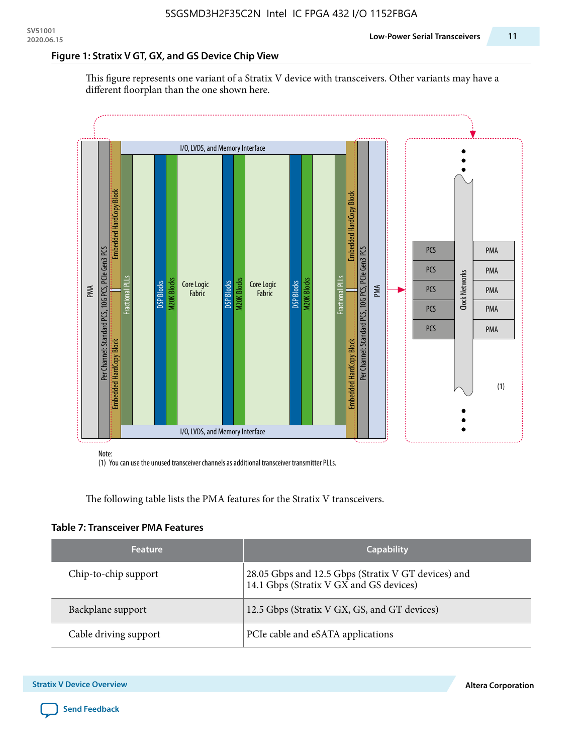**Figure 1: Stratix V GT, GX, and GS Device Chip View**

This figure represents one variant of a Stratix V device with transceivers. Other variants may have a different floorplan than the one shown here.

PMA
Per Channel: Standard PCS, 10G PCS, PCIe Gen3 PCS
Embedded HardCopy Block
Embedded HardCopy Block
Fractional PLLs
I/O, LVDS, and Memory Interface
DSP Blocks
M20K Blocks
Core Logic Fabric
DSP Blocks
M20K Blocks
Core Logic Fabric
DSP Blocks
M20K Blocks
Fractional PLLs
Embedded HardCopy Block
Embedded HardCopy Block
Per Channel: Standard PCS, 10G PCS, PCIe Gen3 PCS
PMA
I/O, LVDS, and Memory Interface
PCS
PCS
PCS
PCS
PCS
Clock Networks
PMA
PMA
PMA
PMA
PMA
(1)

Note:
(1) You can use the unused transceiver channels as additional transceiver transmitter PLLs.

The following table lists the PMA features for the Stratix V transceivers.

**Table 7: Transceiver PMA Features**

| Feature | Capability |
| --- | --- |
| Chip-to-chip support | 28.05 Gbps and 12.5 Gbps (Stratix V GT devices) and 14.1 Gbps (Stratix V GX and GS devices) |
| Backplane support | 12.5 Gbps (Stratix V GX, GS, and GT devices) |
| Cable driving support | PCIe cable and eSATA applications |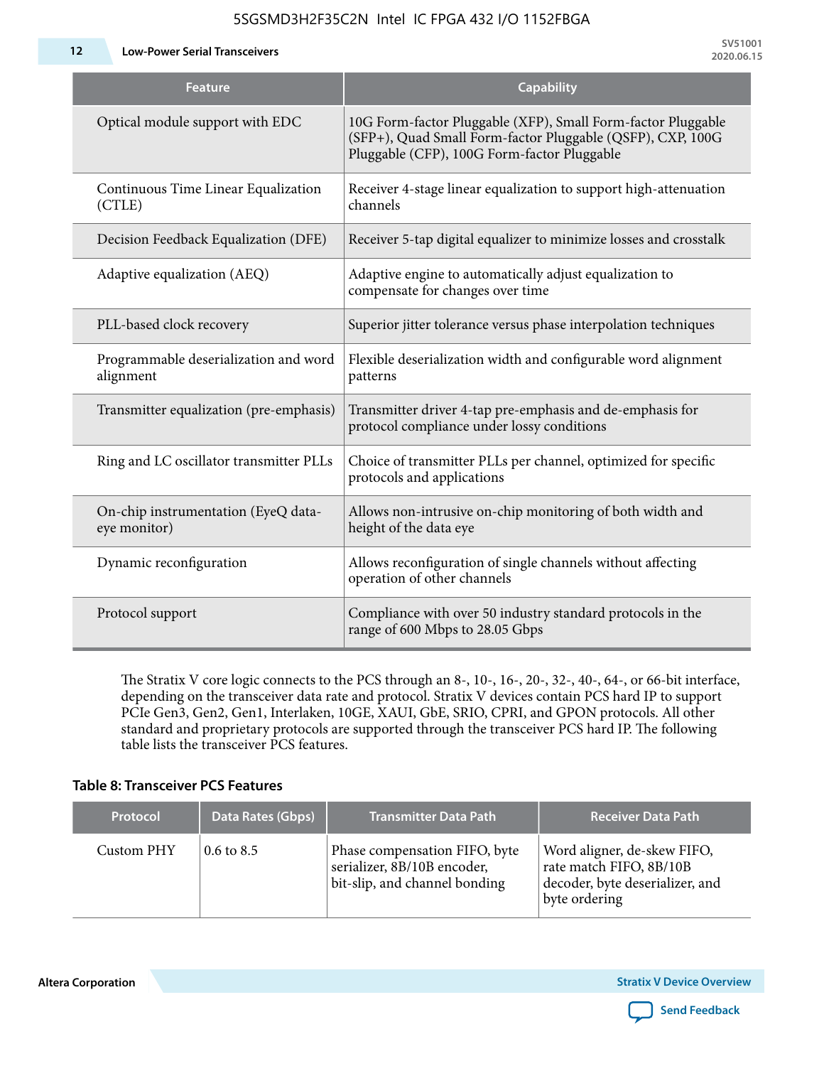| Feature | Capability |
|---|---|
| Optical module support with EDC | 10G Form-factor Pluggable (XFP), Small Form-factor Pluggable (SFP+), Quad Small Form-factor Pluggable (QSFP), CXP, 100G Pluggable (CFP), 100G Form-factor Pluggable |
| Continuous Time Linear Equalization (CTLE) | Receiver 4-stage linear equalization to support high-attenuation channels |
| Decision Feedback Equalization (DFE) | Receiver 5-tap digital equalizer to minimize losses and crosstalk |
| Adaptive equalization (AEQ) | Adaptive engine to automatically adjust equalization to compensate for changes over time |
| PLL-based clock recovery | Superior jitter tolerance versus phase interpolation techniques |
| Programmable deserialization and word alignment | Flexible deserialization width and configurable word alignment patterns |
| Transmitter equalization (pre-emphasis) | Transmitter driver 4-tap pre-emphasis and de-emphasis for protocol compliance under lossy conditions |
| Ring and LC oscillator transmitter PLLs | Choice of transmitter PLLs per channel, optimized for specific protocols and applications |
| On-chip instrumentation (EyeQ data-eye monitor) | Allows non-intrusive on-chip monitoring of both width and height of the data eye |
| Dynamic reconfiguration | Allows reconfiguration of single channels without affecting operation of other channels |
| Protocol support | Compliance with over 50 industry standard protocols in the range of 600 Mbps to 28.05 Gbps |

The Stratix V core logic connects to the PCS through an 8-, 10-, 16-, 20-, 32-, 40-, 64-, or 66-bit interface, depending on the transceiver data rate and protocol. Stratix V devices contain PCS hard IP to support PCIe Gen3, Gen2, Gen1, Interlaken, 10GE, XAUI, GbE, SRIO, CPRI, and GPON protocols. All other standard and proprietary protocols are supported through the transceiver PCS hard IP. The following table lists the transceiver PCS features.

**Table 8: Transceiver PCS Features**

| Protocol | Data Rates (Gbps) | Transmitter Data Path | Receiver Data Path |
|---|---|---|---|
| Custom PHY | 0.6 to 8.5 | Phase compensation FIFO, byte serializer, 8B/10B encoder, bit-slip, and channel bonding | Word aligner, de-skew FIFO, rate match FIFO, 8B/10B decoder, byte deserializer, and byte ordering |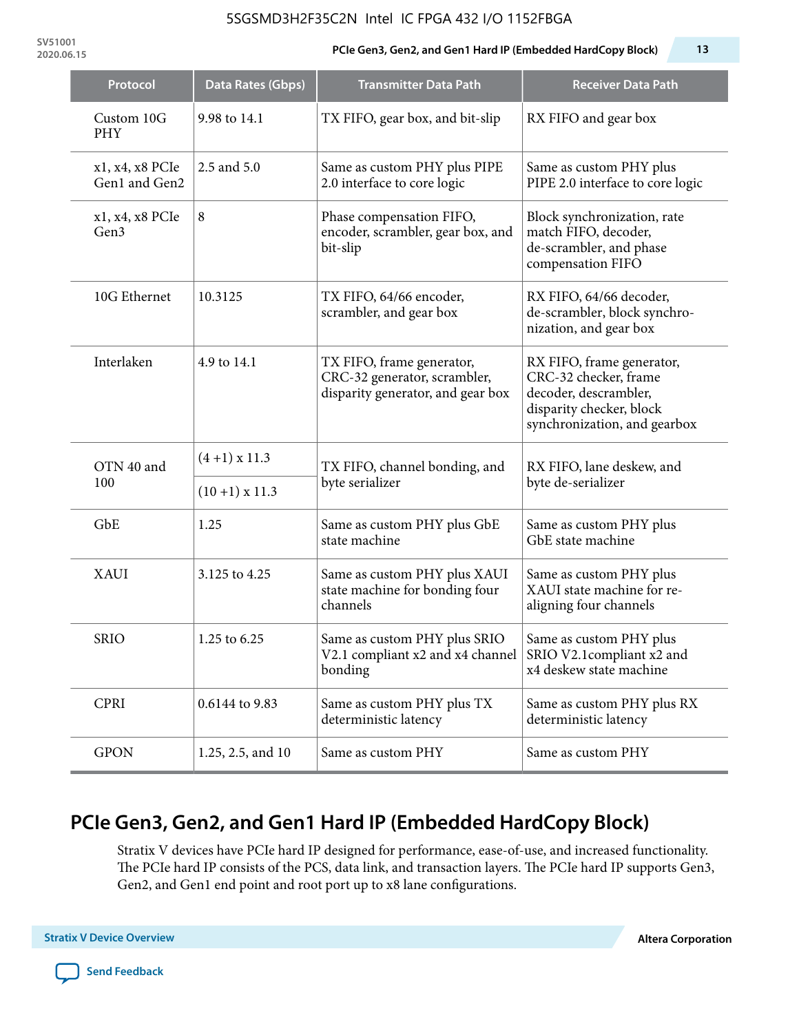| Protocol | Data Rates (Gbps) | Transmitter Data Path | Receiver Data Path |
| --- | --- | --- | --- |
| Custom 10G PHY | 9.98 to 14.1 | TX FIFO, gear box, and bit-slip | RX FIFO and gear box |
| x1, x4, x8 PCIe Gen1 and Gen2 | 2.5 and 5.0 | Same as custom PHY plus PIPE 2.0 interface to core logic | Same as custom PHY plus PIPE 2.0 interface to core logic |
| x1, x4, x8 PCIe Gen3 | 8 | Phase compensation FIFO, encoder, scrambler, gear box, and bit-slip | Block synchronization, rate match FIFO, decoder, de-scrambler, and phase compensation FIFO |
| 10G Ethernet | 10.3125 | TX FIFO, 64/66 encoder, scrambler, and gear box | RX FIFO, 64/66 decoder, de-scrambler, block synchro-nization, and gear box |
| Interlaken | 4.9 to 14.1 | TX FIFO, frame generator, CRC-32 generator, scrambler, disparity generator, and gear box | RX FIFO, frame generator, CRC-32 checker, frame decoder, descrambler, disparity checker, block synchronization, and gearbox |
| OTN 40 and 100 | (4 +1) x 11.3 | TX FIFO, channel bonding, and byte serializer | RX FIFO, lane deskew, and byte de-serializer |
| | (10 +1) x 11.3 | | |
| GbE | 1.25 | Same as custom PHY plus GbE state machine | Same as custom PHY plus GbE state machine |
| XAUI | 3.125 to 4.25 | Same as custom PHY plus XAUI state machine for bonding four channels | Same as custom PHY plus XAUI state machine for re-aligning four channels |
| SRIO | 1.25 to 6.25 | Same as custom PHY plus SRIO V2.1 compliant x2 and x4 channel bonding | Same as custom PHY plus SRIO V2.1compliant x2 and x4 deskew state machine |
| CPRI | 0.6144 to 9.83 | Same as custom PHY plus TX deterministic latency | Same as custom PHY plus RX deterministic latency |
| GPON | 1.25, 2.5, and 10 | Same as custom PHY | Same as custom PHY |

## PCIe Gen3, Gen2, and Gen1 Hard IP (Embedded HardCopy Block)

Stratix V devices have PCIe hard IP designed for performance, ease-of-use, and increased functionality. The PCIe hard IP consists of the PCS, data link, and transaction layers. The PCIe hard IP supports Gen3, Gen2, and Gen1 end point and root port up to x8 lane configurations.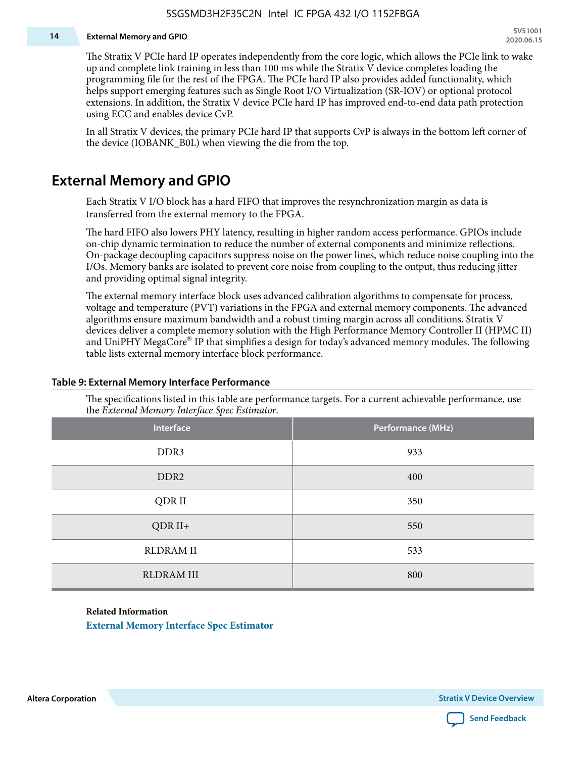The Stratix V PCIe hard IP operates independently from the core logic, which allows the PCIe link to wake up and complete link training in less than 100 ms while the Stratix V device completes loading the programming file for the rest of the FPGA. The PCIe hard IP also provides added functionality, which helps support emerging features such as Single Root I/O Virtualization (SR-IOV) or optional protocol extensions. In addition, the Stratix V device PCIe hard IP has improved end-to-end data path protection using ECC and enables device CvP.

In all Stratix V devices, the primary PCIe hard IP that supports CvP is always in the bottom left corner of the device (IOBANK_B0L) when viewing the die from the top.

## External Memory and GPIO

Each Stratix V I/O block has a hard FIFO that improves the resynchronization margin as data is transferred from the external memory to the FPGA.

The hard FIFO also lowers PHY latency, resulting in higher random access performance. GPIOs include on-chip dynamic termination to reduce the number of external components and minimize reflections. On-package decoupling capacitors suppress noise on the power lines, which reduce noise coupling into the I/Os. Memory banks are isolated to prevent core noise from coupling to the output, thus reducing jitter and providing optimal signal integrity.

The external memory interface block uses advanced calibration algorithms to compensate for process, voltage and temperature (PVT) variations in the FPGA and external memory components. The advanced algorithms ensure maximum bandwidth and a robust timing margin across all conditions. Stratix V devices deliver a complete memory solution with the High Performance Memory Controller II (HPMC II) and UniPHY MegaCore® IP that simplifies a design for today's advanced memory modules. The following table lists external memory interface block performance.

**Table 9: External Memory Interface Performance**

The specifications listed in this table are performance targets. For a current achievable performance, use the *External Memory Interface Spec Estimator*.

| Interface | Performance (MHz) |
|---|---|
| DDR3 | 933 |
| DDR2 | 400 |
| QDR II | 350 |
| QDR II+ | 550 |
| RLDRAM II | 533 |
| RLDRAM III | 800 |

**Related Information**

External Memory Interface Spec Estimator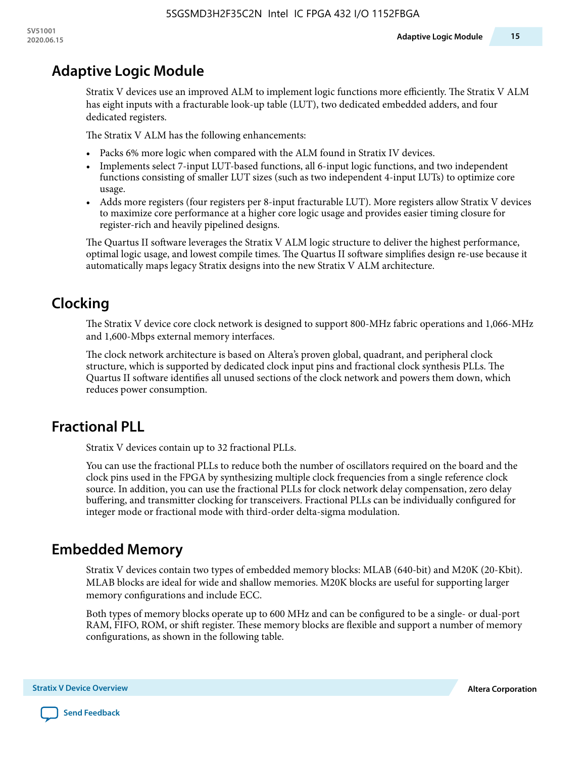# Adaptive Logic Module

Stratix V devices use an improved ALM to implement logic functions more efficiently. The Stratix V ALM has eight inputs with a fracturable look-up table (LUT), two dedicated embedded adders, and four dedicated registers.

The Stratix V ALM has the following enhancements:

- Packs 6% more logic when compared with the ALM found in Stratix IV devices.
- Implements select 7-input LUT-based functions, all 6-input logic functions, and two independent functions consisting of smaller LUT sizes (such as two independent 4-input LUTs) to optimize core usage.
- Adds more registers (four registers per 8-input fracturable LUT). More registers allow Stratix V devices to maximize core performance at a higher core logic usage and provides easier timing closure for register-rich and heavily pipelined designs.

The Quartus II software leverages the Stratix V ALM logic structure to deliver the highest performance, optimal logic usage, and lowest compile times. The Quartus II software simplifies design re-use because it automatically maps legacy Stratix designs into the new Stratix V ALM architecture.

# Clocking

The Stratix V device core clock network is designed to support 800-MHz fabric operations and 1,066-MHz and 1,600-Mbps external memory interfaces.

The clock network architecture is based on Altera's proven global, quadrant, and peripheral clock structure, which is supported by dedicated clock input pins and fractional clock synthesis PLLs. The Quartus II software identifies all unused sections of the clock network and powers them down, which reduces power consumption.

# Fractional PLL

Stratix V devices contain up to 32 fractional PLLs.

You can use the fractional PLLs to reduce both the number of oscillators required on the board and the clock pins used in the FPGA by synthesizing multiple clock frequencies from a single reference clock source. In addition, you can use the fractional PLLs for clock network delay compensation, zero delay buffering, and transmitter clocking for transceivers. Fractional PLLs can be individually configured for integer mode or fractional mode with third-order delta-sigma modulation.

# Embedded Memory

Stratix V devices contain two types of embedded memory blocks: MLAB (640-bit) and M20K (20-Kbit). MLAB blocks are ideal for wide and shallow memories. M20K blocks are useful for supporting larger memory configurations and include ECC.

Both types of memory blocks operate up to 600 MHz and can be configured to be a single- or dual-port RAM, FIFO, ROM, or shift register. These memory blocks are flexible and support a number of memory configurations, as shown in the following table.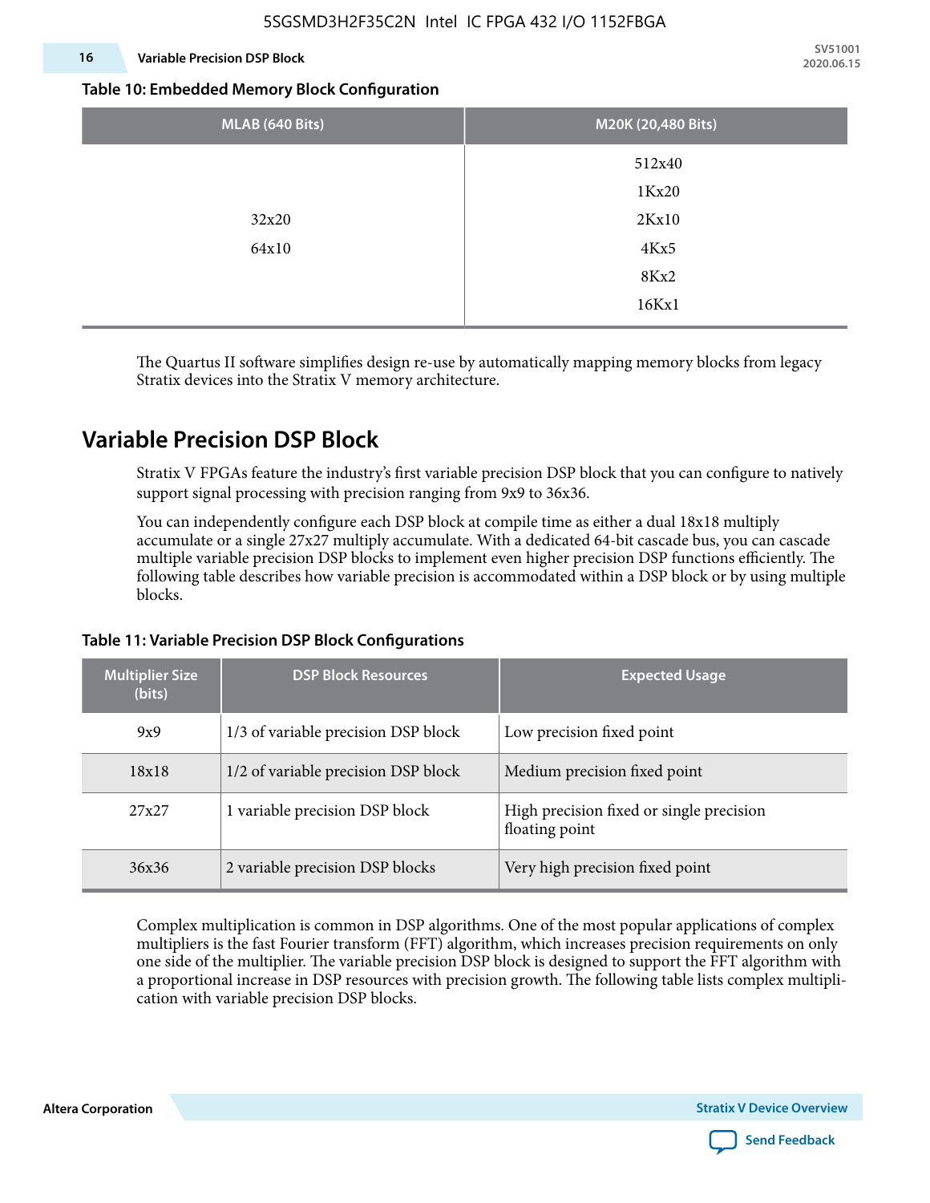**Table 10: Embedded Memory Block Configuration**

| MLAB (640 Bits) | M20K (20,480 Bits) |
|---|---|
| 32x20<br>64x10 | 512x40<br>1Kx20<br>2Kx10<br>4Kx5<br>8Kx2<br>16Kx1 |

The Quartus II software simplifies design re-use by automatically mapping memory blocks from legacy Stratix devices into the Stratix V memory architecture.

## Variable Precision DSP Block

Stratix V FPGAs feature the industry's first variable precision DSP block that you can configure to natively support signal processing with precision ranging from 9x9 to 36x36.

You can independently configure each DSP block at compile time as either a dual 18x18 multiply accumulate or a single 27x27 multiply accumulate. With a dedicated 64-bit cascade bus, you can cascade multiple variable precision DSP blocks to implement even higher precision DSP functions efficiently. The following table describes how variable precision is accommodated within a DSP block or by using multiple blocks.

**Table 11: Variable Precision DSP Block Configurations**

| Multiplier Size (bits) | DSP Block Resources | Expected Usage |
|---|---|---|
| 9x9 | 1/3 of variable precision DSP block | Low precision fixed point |
| 18x18 | 1/2 of variable precision DSP block | Medium precision fixed point |
| 27x27 | 1 variable precision DSP block | High precision fixed or single precision floating point |
| 36x36 | 2 variable precision DSP blocks | Very high precision fixed point |

Complex multiplication is common in DSP algorithms. One of the most popular applications of complex multipliers is the fast Fourier transform (FFT) algorithm, which increases precision requirements on only one side of the multiplier. The variable precision DSP block is designed to support the FFT algorithm with a proportional increase in DSP resources with precision growth. The following table lists complex multiplication with variable precision DSP blocks.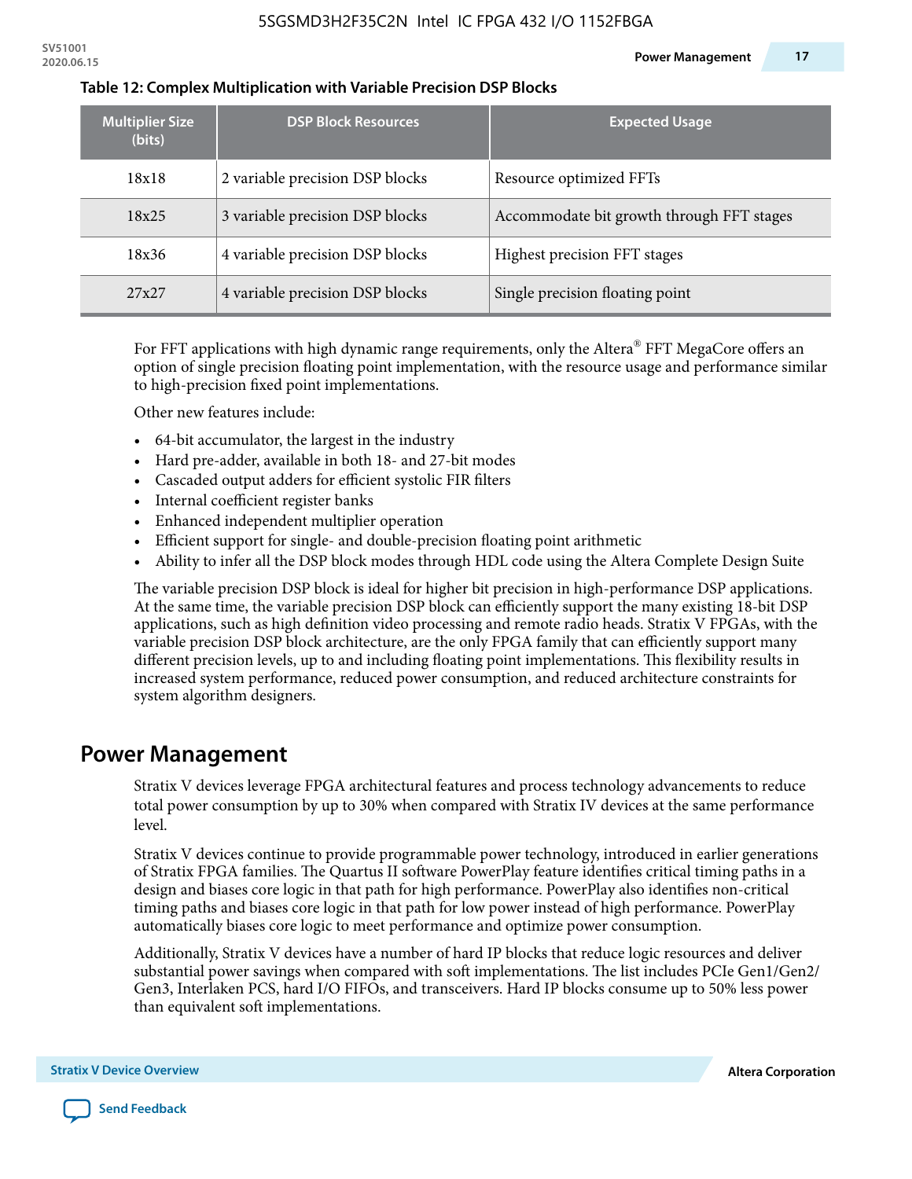**Table 12: Complex Multiplication with Variable Precision DSP Blocks**

| Multiplier Size (bits) | DSP Block Resources | Expected Usage |
|---|---|---|
| 18x18 | 2 variable precision DSP blocks | Resource optimized FFTs |
| 18x25 | 3 variable precision DSP blocks | Accommodate bit growth through FFT stages |
| 18x36 | 4 variable precision DSP blocks | Highest precision FFT stages |
| 27x27 | 4 variable precision DSP blocks | Single precision floating point |

For FFT applications with high dynamic range requirements, only the Altera® FFT MegaCore offers an option of single precision floating point implementation, with the resource usage and performance similar to high-precision fixed point implementations.

Other new features include:

- 64-bit accumulator, the largest in the industry
- Hard pre-adder, available in both 18- and 27-bit modes
- Cascaded output adders for efficient systolic FIR filters
- Internal coefficient register banks
- Enhanced independent multiplier operation
- Efficient support for single- and double-precision floating point arithmetic
- Ability to infer all the DSP block modes through HDL code using the Altera Complete Design Suite

The variable precision DSP block is ideal for higher bit precision in high-performance DSP applications. At the same time, the variable precision DSP block can efficiently support the many existing 18-bit DSP applications, such as high definition video processing and remote radio heads. Stratix V FPGAs, with the variable precision DSP block architecture, are the only FPGA family that can efficiently support many different precision levels, up to and including floating point implementations. This flexibility results in increased system performance, reduced power consumption, and reduced architecture constraints for system algorithm designers.

## Power Management

Stratix V devices leverage FPGA architectural features and process technology advancements to reduce total power consumption by up to 30% when compared with Stratix IV devices at the same performance level.

Stratix V devices continue to provide programmable power technology, introduced in earlier generations of Stratix FPGA families. The Quartus II software PowerPlay feature identifies critical timing paths in a design and biases core logic in that path for high performance. PowerPlay also identifies non-critical timing paths and biases core logic in that path for low power instead of high performance. PowerPlay automatically biases core logic to meet performance and optimize power consumption.

Additionally, Stratix V devices have a number of hard IP blocks that reduce logic resources and deliver substantial power savings when compared with soft implementations. The list includes PCIe Gen1/Gen2/Gen3, Interlaken PCS, hard I/O FIFOs, and transceivers. Hard IP blocks consume up to 50% less power than equivalent soft implementations.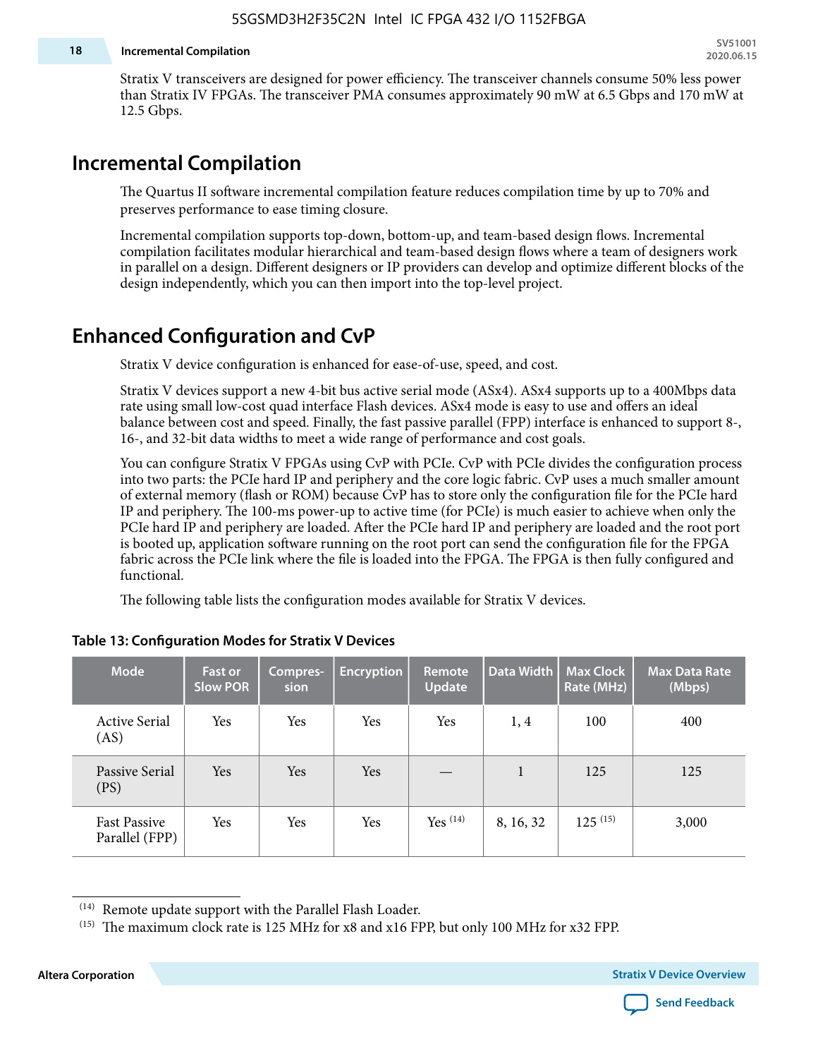Stratix V transceivers are designed for power efficiency. The transceiver channels consume 50% less power than Stratix IV FPGAs. The transceiver PMA consumes approximately 90 mW at 6.5 Gbps and 170 mW at 12.5 Gbps.

## Incremental Compilation

The Quartus II software incremental compilation feature reduces compilation time by up to 70% and preserves performance to ease timing closure.

Incremental compilation supports top-down, bottom-up, and team-based design flows. Incremental compilation facilitates modular hierarchical and team-based design flows where a team of designers work in parallel on a design. Different designers or IP providers can develop and optimize different blocks of the design independently, which you can then import into the top-level project.

## Enhanced Configuration and CvP

Stratix V device configuration is enhanced for ease-of-use, speed, and cost.

Stratix V devices support a new 4-bit bus active serial mode (ASx4). ASx4 supports up to a 400Mbps data rate using small low-cost quad interface Flash devices. ASx4 mode is easy to use and offers an ideal balance between cost and speed. Finally, the fast passive parallel (FPP) interface is enhanced to support 8-, 16-, and 32-bit data widths to meet a wide range of performance and cost goals.

You can configure Stratix V FPGAs using CvP with PCIe. CvP with PCIe divides the configuration process into two parts: the PCIe hard IP and periphery and the core logic fabric. CvP uses a much smaller amount of external memory (flash or ROM) because CvP has to store only the configuration file for the PCIe hard IP and periphery. The 100-ms power-up to active time (for PCIe) is much easier to achieve when only the PCIe hard IP and periphery are loaded. After the PCIe hard IP and periphery are loaded and the root port is booted up, application software running on the root port can send the configuration file for the FPGA fabric across the PCIe link where the file is loaded into the FPGA. The FPGA is then fully configured and functional.

The following table lists the configuration modes available for Stratix V devices.

**Table 13: Configuration Modes for Stratix V Devices**

| Mode | Fast or Slow POR | Compres-sion | Encryption | Remote Update | Data Width | Max Clock Rate (MHz) | Max Data Rate (Mbps) |
|---|---|---|---|---|---|---|---|
| Active Serial (AS) | Yes | Yes | Yes | Yes | 1, 4 | 100 | 400 |
| Passive Serial (PS) | Yes | Yes | Yes | — | 1 | 125 | 125 |
| Fast Passive Parallel (FPP) | Yes | Yes | Yes | Yes [14] | 8, 16, 32 | 125 [15] | 3,000 |

[14] Remote update support with the Parallel Flash Loader.

[15] The maximum clock rate is 125 MHz for x8 and x16 FPP, but only 100 MHz for x32 FPP.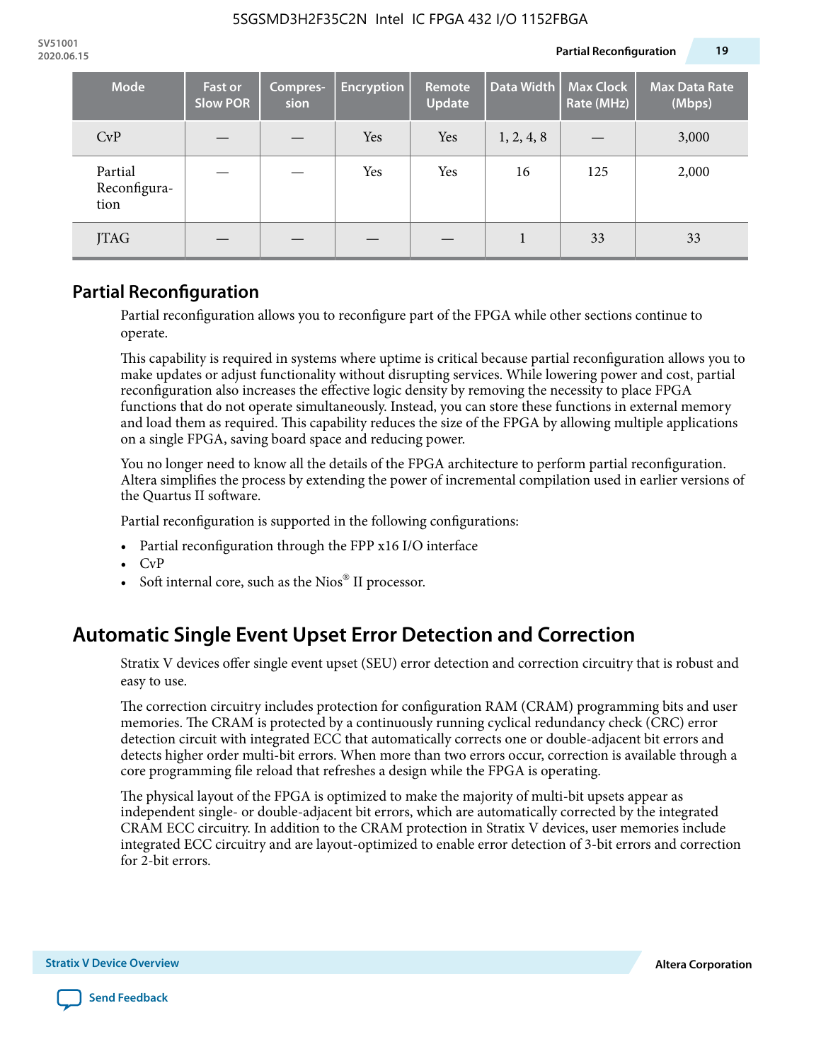| Mode | Fast or Slow POR | Compres- sion | Encryption | Remote Update | Data Width | Max Clock Rate (MHz) | Max Data Rate (Mbps) |
|---|---|---|---|---|---|---|---|
| CvP | — | — | Yes | Yes | 1, 2, 4, 8 | — | 3,000 |
| Partial Reconfigura- tion | — | — | Yes | Yes | 16 | 125 | 2,000 |
| JTAG | — | — | — | — | 1 | 33 | 33 |

## Partial Reconfiguration

Partial reconfiguration allows you to reconfigure part of the FPGA while other sections continue to operate.

This capability is required in systems where uptime is critical because partial reconfiguration allows you to make updates or adjust functionality without disrupting services. While lowering power and cost, partial reconfiguration also increases the effective logic density by removing the necessity to place FPGA functions that do not operate simultaneously. Instead, you can store these functions in external memory and load them as required. This capability reduces the size of the FPGA by allowing multiple applications on a single FPGA, saving board space and reducing power.

You no longer need to know all the details of the FPGA architecture to perform partial reconfiguration. Altera simplifies the process by extending the power of incremental compilation used in earlier versions of the Quartus II software.

Partial reconfiguration is supported in the following configurations:

- Partial reconfiguration through the FPP x16 I/O interface
- CvP
- Soft internal core, such as the Nios® II processor.

# Automatic Single Event Upset Error Detection and Correction

Stratix V devices offer single event upset (SEU) error detection and correction circuitry that is robust and easy to use.

The correction circuitry includes protection for configuration RAM (CRAM) programming bits and user memories. The CRAM is protected by a continuously running cyclical redundancy check (CRC) error detection circuit with integrated ECC that automatically corrects one or double-adjacent bit errors and detects higher order multi-bit errors. When more than two errors occur, correction is available through a core programming file reload that refreshes a design while the FPGA is operating.

The physical layout of the FPGA is optimized to make the majority of multi-bit upsets appear as independent single- or double-adjacent bit errors, which are automatically corrected by the integrated CRAM ECC circuitry. In addition to the CRAM protection in Stratix V devices, user memories include integrated ECC circuitry and are layout-optimized to enable error detection of 3-bit errors and correction for 2-bit errors.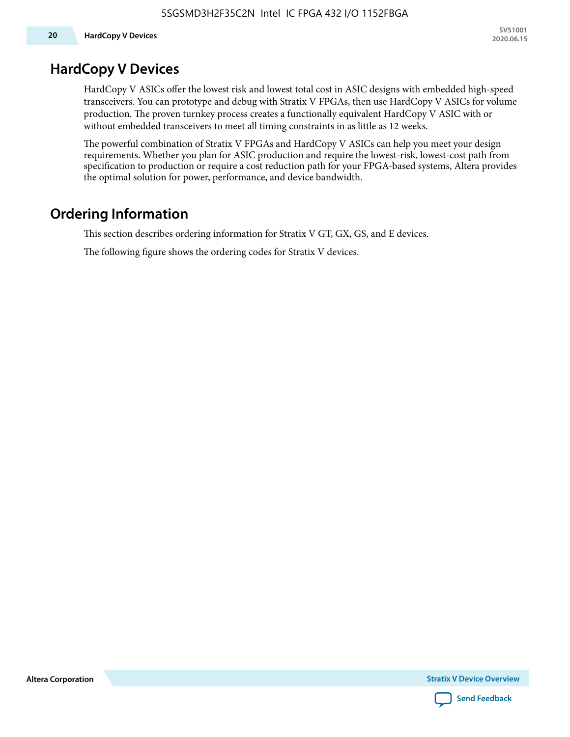# HardCopy V Devices

HardCopy V ASICs offer the lowest risk and lowest total cost in ASIC designs with embedded high-speed transceivers. You can prototype and debug with Stratix V FPGAs, then use HardCopy V ASICs for volume production. The proven turnkey process creates a functionally equivalent HardCopy V ASIC with or without embedded transceivers to meet all timing constraints in as little as 12 weeks.

The powerful combination of Stratix V FPGAs and HardCopy V ASICs can help you meet your design requirements. Whether you plan for ASIC production and require the lowest-risk, lowest-cost path from specification to production or require a cost reduction path for your FPGA-based systems, Altera provides the optimal solution for power, performance, and device bandwidth.

# Ordering Information

This section describes ordering information for Stratix V GT, GX, GS, and E devices.

The following figure shows the ordering codes for Stratix V devices.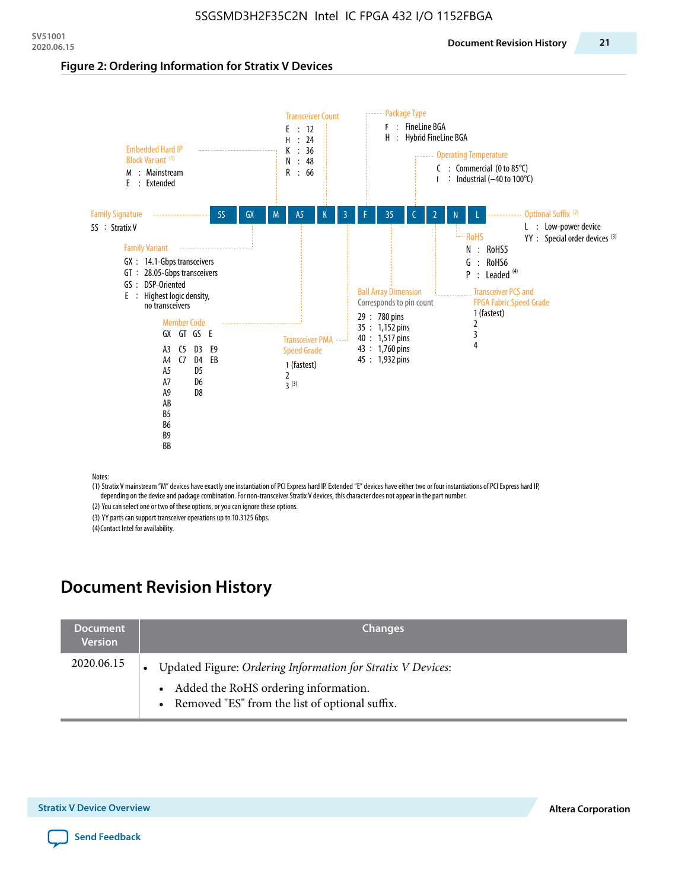**Figure 2: Ordering Information for Stratix V Devices**

5S | GX | M | A5 | K | 3 | F | 35 | C | 2 | N | L

Family Signature
5S : Stratix V

Family Variant
GX : 14.1-Gbps transceivers
GT : 28.05-Gbps transceivers
GS : DSP-Oriented
E : Highest logic density, no transceivers

Embedded Hard IP Block Variant (1)
M : Mainstream
E : Extended

Member Code
GX GT GS E
A3 C5 D3 E9
A4 C7 D4 EB
A5 D5
A7 D6
A9 D8
AB
B5
B6
B9
BB

Transceiver Count
E : 12
H : 24
K : 36
N : 48
R : 66

Transceiver PMA Speed Grade
1 (fastest)
2
3 (3)

Package Type
F : FineLine BGA
H : Hybrid FineLine BGA

Ball Array Dimension
Corresponds to pin count
29 : 780 pins
35 : 1,152 pins
40 : 1,517 pins
43 : 1,760 pins
45 : 1,932 pins

Operating Temperature
C : Commercial (0 to 85°C)
I : Industrial (–40 to 100°C)

Transceiver PCS and FPGA Fabric Speed Grade
1 (fastest)
2
3
4

RoHS
N : RoHS5
G : RoHS6
P : Leaded (4)

Optional Suffix (2)
L : Low-power device
YY : Special order devices (3)

Notes:
(1) Stratix V mainstream "M" devices have exactly one instantiation of PCI Express hard IP. Extended "E" devices have either two or four instantiations of PCI Express hard IP, depending on the device and package combination. For non-transceiver Stratix V devices, this character does not appear in the part number.
(2) You can select one or two of these options, or you can ignore these options.
(3) YY parts can support transceiver operations up to 10.3125 Gbps.
(4) Contact Intel for availability.

# Document Revision History

| Document Version | Changes |
|---|---|
| 2020.06.15 | • Updated Figure: *Ordering Information for Stratix V Devices*:<br>  • Added the RoHS ordering information.<br>  • Removed "ES" from the list of optional suffix. |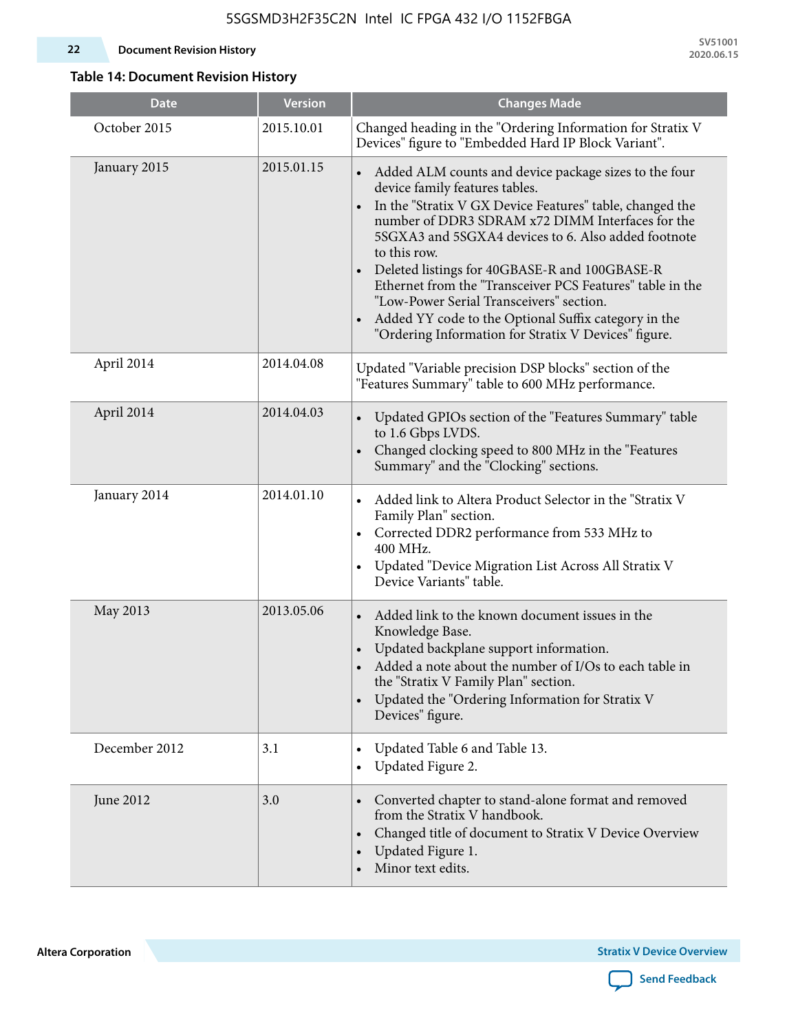**Table 14: Document Revision History**

| Date | Version | Changes Made |
|---|---|---|
| October 2015 | 2015.10.01 | Changed heading in the "Ordering Information for Stratix V Devices" figure to "Embedded Hard IP Block Variant". |
| January 2015 | 2015.01.15 | • Added ALM counts and device package sizes to the four device family features tables.<br>• In the "Stratix V GX Device Features" table, changed the number of DDR3 SDRAM x72 DIMM Interfaces for the 5SGXA3 and 5SGXA4 devices to 6. Also added footnote to this row.<br>• Deleted listings for 40GBASE-R and 100GBASE-R Ethernet from the "Transceiver PCS Features" table in the "Low-Power Serial Transceivers" section.<br>• Added YY code to the Optional Suffix category in the "Ordering Information for Stratix V Devices" figure. |
| April 2014 | 2014.04.08 | Updated "Variable precision DSP blocks" section of the "Features Summary" table to 600 MHz performance. |
| April 2014 | 2014.04.03 | • Updated GPIOs section of the "Features Summary" table to 1.6 Gbps LVDS.<br>• Changed clocking speed to 800 MHz in the "Features Summary" and the "Clocking" sections. |
| January 2014 | 2014.01.10 | • Added link to Altera Product Selector in the "Stratix V Family Plan" section.<br>• Corrected DDR2 performance from 533 MHz to 400 MHz.<br>• Updated "Device Migration List Across All Stratix V Device Variants" table. |
| May 2013 | 2013.05.06 | • Added link to the known document issues in the Knowledge Base.<br>• Updated backplane support information.<br>• Added a note about the number of I/Os to each table in the "Stratix V Family Plan" section.<br>• Updated the "Ordering Information for Stratix V Devices" figure. |
| December 2012 | 3.1 | • Updated Table 6 and Table 13.<br>• Updated Figure 2. |
| June 2012 | 3.0 | • Converted chapter to stand-alone format and removed from the Stratix V handbook.<br>• Changed title of document to Stratix V Device Overview<br>• Updated Figure 1.<br>• Minor text edits. |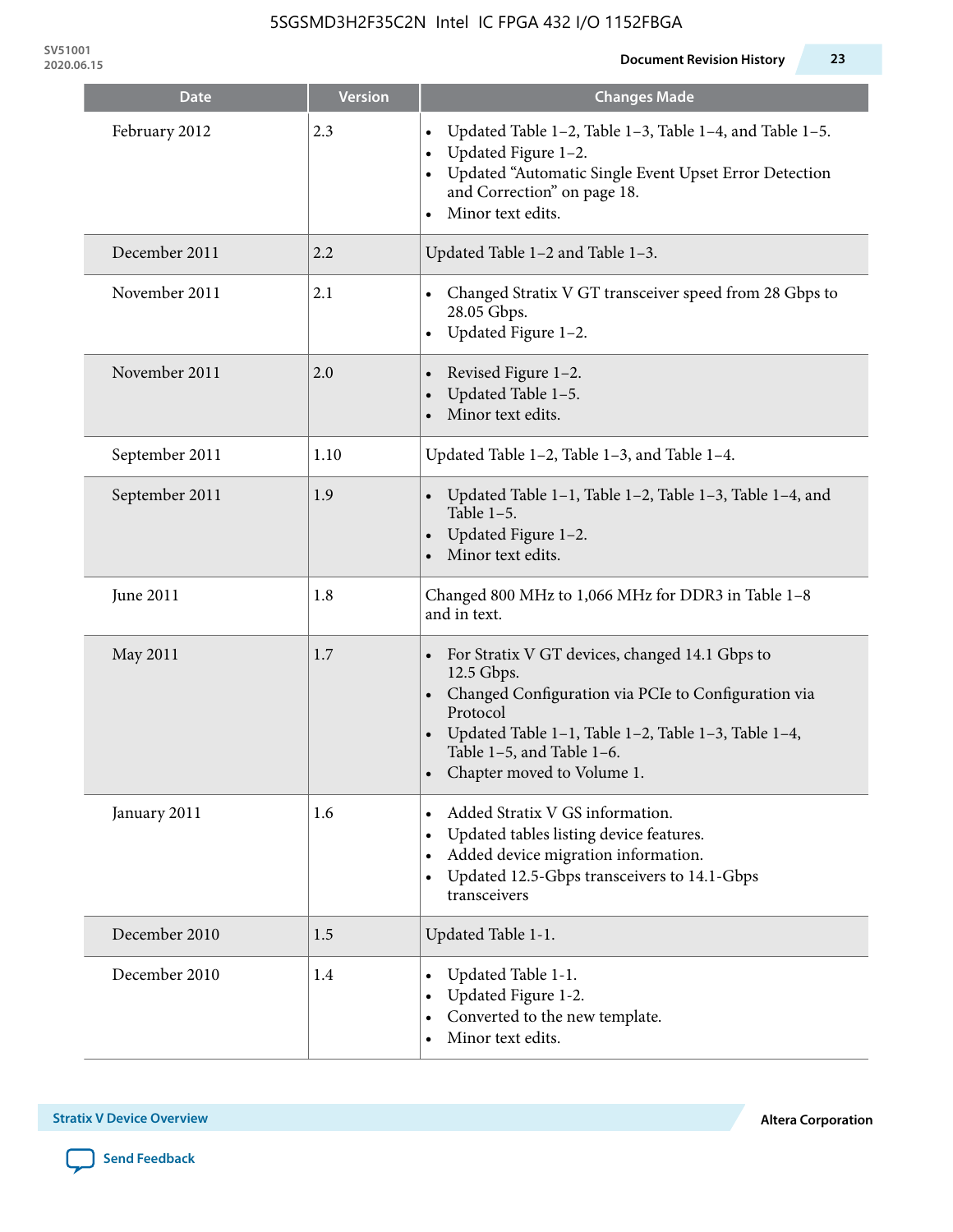| Date | Version | Changes Made |
|---|---|---|
| February 2012 | 2.3 | • Updated Table 1–2, Table 1–3, Table 1–4, and Table 1–5.<br>• Updated Figure 1–2.<br>• Updated “Automatic Single Event Upset Error Detection and Correction” on page 18.<br>• Minor text edits. |
| December 2011 | 2.2 | Updated Table 1–2 and Table 1–3. |
| November 2011 | 2.1 | • Changed Stratix V GT transceiver speed from 28 Gbps to 28.05 Gbps.<br>• Updated Figure 1–2. |
| November 2011 | 2.0 | • Revised Figure 1–2.<br>• Updated Table 1–5.<br>• Minor text edits. |
| September 2011 | 1.10 | Updated Table 1–2, Table 1–3, and Table 1–4. |
| September 2011 | 1.9 | • Updated Table 1–1, Table 1–2, Table 1–3, Table 1–4, and Table 1–5.<br>• Updated Figure 1–2.<br>• Minor text edits. |
| June 2011 | 1.8 | Changed 800 MHz to 1,066 MHz for DDR3 in Table 1–8 and in text. |
| May 2011 | 1.7 | • For Stratix V GT devices, changed 14.1 Gbps to 12.5 Gbps.<br>• Changed Configuration via PCIe to Configuration via Protocol<br>• Updated Table 1–1, Table 1–2, Table 1–3, Table 1–4, Table 1–5, and Table 1–6.<br>• Chapter moved to Volume 1. |
| January 2011 | 1.6 | • Added Stratix V GS information.<br>• Updated tables listing device features.<br>• Added device migration information.<br>• Updated 12.5-Gbps transceivers to 14.1-Gbps transceivers |
| December 2010 | 1.5 | Updated Table 1-1. |
| December 2010 | 1.4 | • Updated Table 1-1.<br>• Updated Figure 1-2.<br>• Converted to the new template.<br>• Minor text edits. |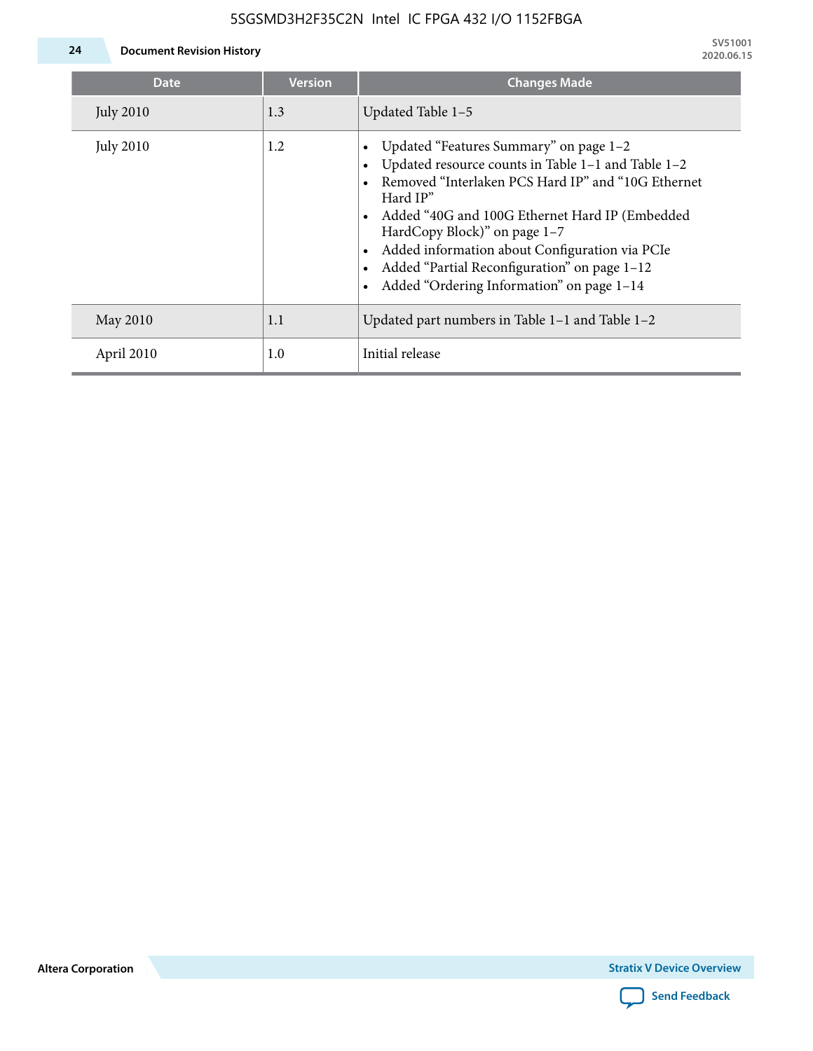| Date | Version | Changes Made |
| --- | --- | --- |
| July 2010 | 1.3 | Updated Table 1–5 |
| July 2010 | 1.2 | • Updated “Features Summary” on page 1–2<br>• Updated resource counts in Table 1–1 and Table 1–2<br>• Removed “Interlaken PCS Hard IP” and “10G Ethernet Hard IP”<br>• Added “40G and 100G Ethernet Hard IP (Embedded HardCopy Block)” on page 1–7<br>• Added information about Configuration via PCIe<br>• Added “Partial Reconfiguration” on page 1–12<br>• Added “Ordering Information” on page 1–14 |
| May 2010 | 1.1 | Updated part numbers in Table 1–1 and Table 1–2 |
| April 2010 | 1.0 | Initial release |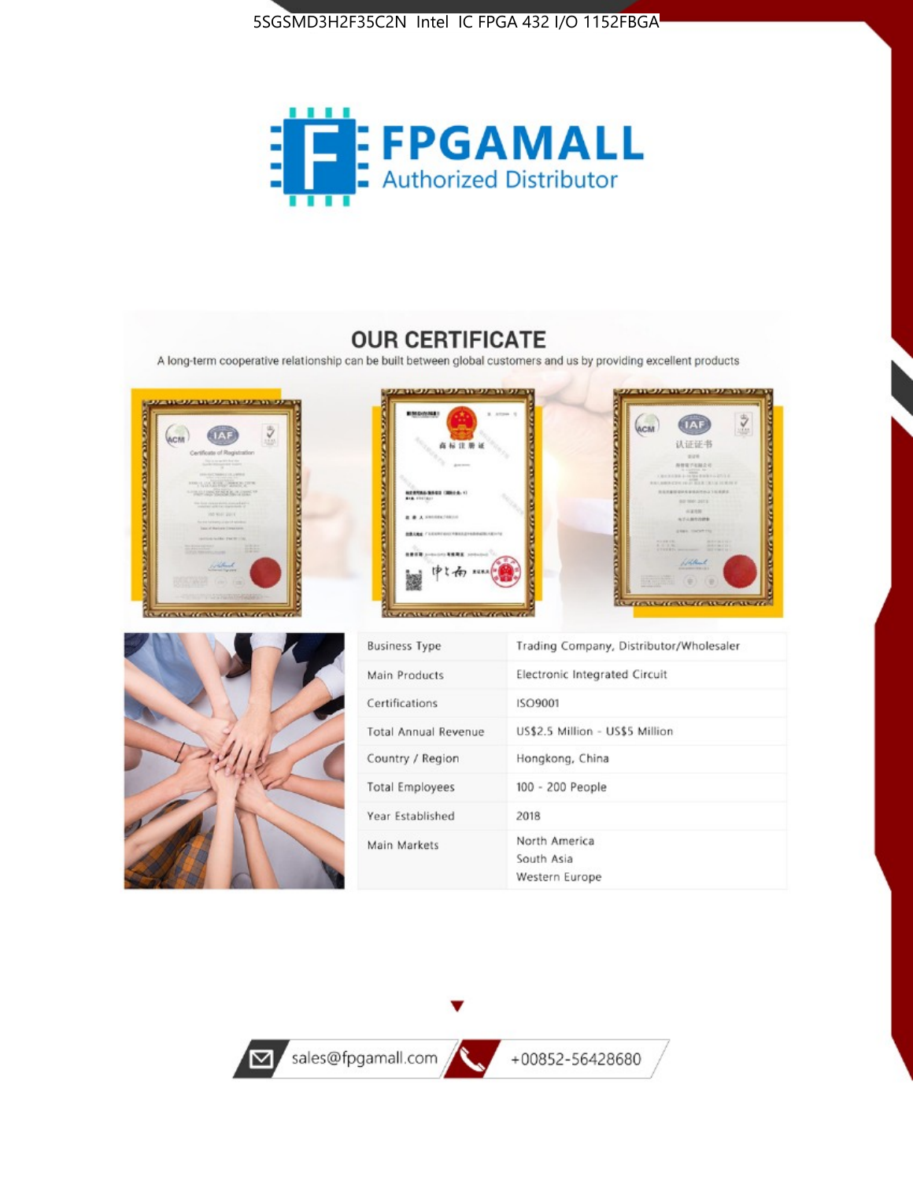FPGAMALL

Authorized Distributor

## OUR CERTIFICATE

A long-term cooperative relationship can be built between global customers and us by providing excellent products

| | |
|---|---|
| Business Type | Trading Company, Distributor/Wholesaler |
| Main Products | Electronic Integrated Circuit |
| Certifications | ISO9001 |
| Total Annual Revenue | US$2.5 Million - US$5 Million |
| Country / Region | Hongkong, China |
| Total Employees | 100 - 200 People |
| Year Established | 2018 |
| Main Markets | North America<br>South Asia<br>Western Europe |

sales@fpgamall.com

+00852-56428680